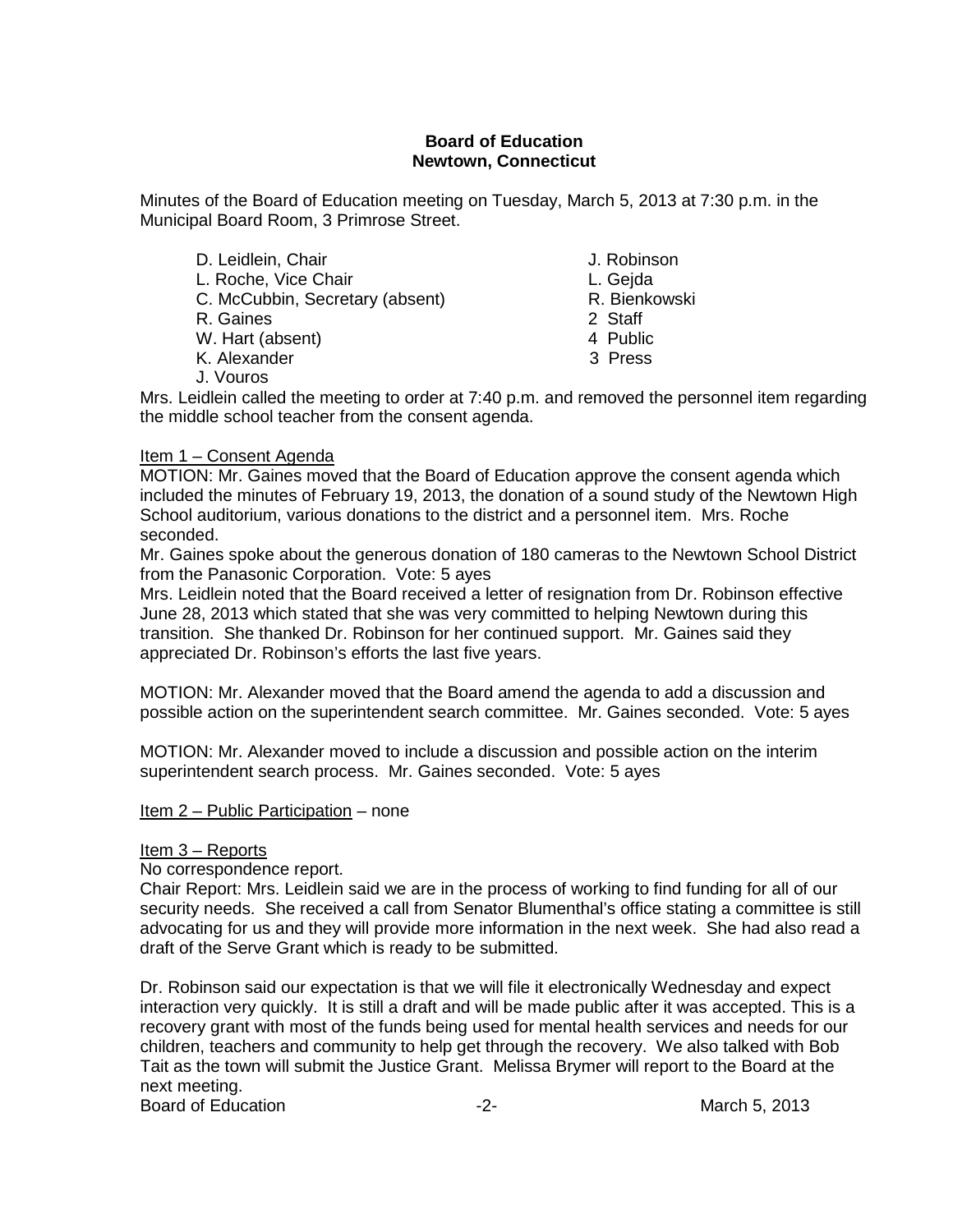**Board of Education**
**Newtown, Connecticut**

Minutes of the Board of Education meeting on Tuesday, March 5, 2013 at 7:30 p.m. in the Municipal Board Room, 3 Primrose Street.

| | |
|---|---|
| D. Leidlein, Chair | J. Robinson |
| L. Roche, Vice Chair | L. Gejda |
| C. McCubbin, Secretary (absent) | R. Bienkowski |
| R. Gaines | 2 Staff |
| W. Hart (absent) | 4 Public |
| K. Alexander | 3 Press |
| J. Vouros | |

Mrs. Leidlein called the meeting to order at 7:40 p.m. and removed the personnel item regarding the middle school teacher from the consent agenda.

Item 1 – Consent Agenda

MOTION: Mr. Gaines moved that the Board of Education approve the consent agenda which included the minutes of February 19, 2013, the donation of a sound study of the Newtown High School auditorium, various donations to the district and a personnel item. Mrs. Roche seconded.

Mr. Gaines spoke about the generous donation of 180 cameras to the Newtown School District from the Panasonic Corporation. Vote: 5 ayes

Mrs. Leidlein noted that the Board received a letter of resignation from Dr. Robinson effective June 28, 2013 which stated that she was very committed to helping Newtown during this transition. She thanked Dr. Robinson for her continued support. Mr. Gaines said they appreciated Dr. Robinson's efforts the last five years.

MOTION: Mr. Alexander moved that the Board amend the agenda to add a discussion and possible action on the superintendent search committee. Mr. Gaines seconded. Vote: 5 ayes

MOTION: Mr. Alexander moved to include a discussion and possible action on the interim superintendent search process. Mr. Gaines seconded. Vote: 5 ayes

Item 2 – Public Participation – none

Item 3 – Reports

No correspondence report.

Chair Report: Mrs. Leidlein said we are in the process of working to find funding for all of our security needs. She received a call from Senator Blumenthal's office stating a committee is still advocating for us and they will provide more information in the next week. She had also read a draft of the Serve Grant which is ready to be submitted.

Dr. Robinson said our expectation is that we will file it electronically Wednesday and expect interaction very quickly. It is still a draft and will be made public after it was accepted. This is a recovery grant with most of the funds being used for mental health services and needs for our children, teachers and community to help get through the recovery. We also talked with Bob Tait as the town will submit the Justice Grant. Melissa Brymer will report to the Board at the next meeting.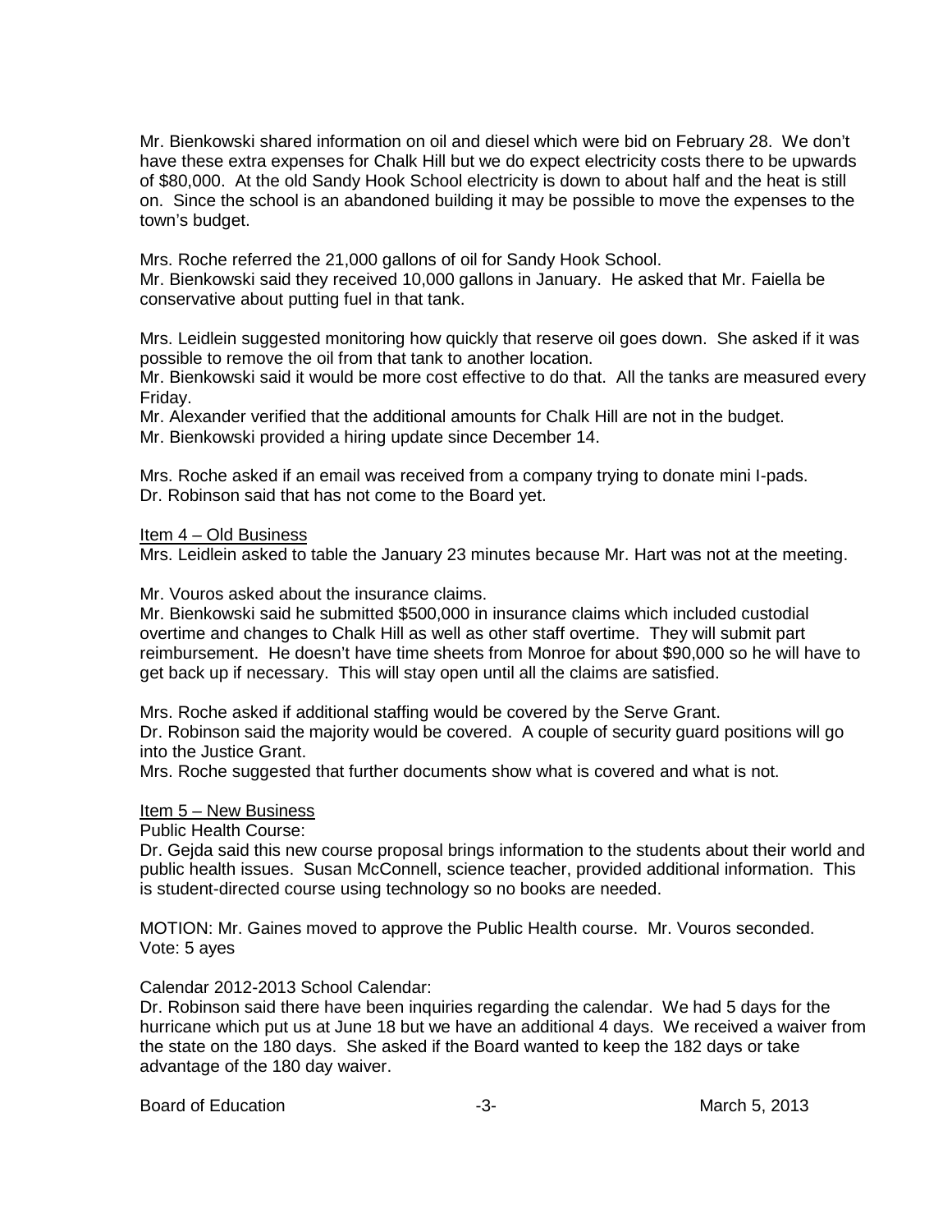Mr. Bienkowski shared information on oil and diesel which were bid on February 28. We don't have these extra expenses for Chalk Hill but we do expect electricity costs there to be upwards of $80,000. At the old Sandy Hook School electricity is down to about half and the heat is still on. Since the school is an abandoned building it may be possible to move the expenses to the town's budget.

Mrs. Roche referred the 21,000 gallons of oil for Sandy Hook School.
Mr. Bienkowski said they received 10,000 gallons in January. He asked that Mr. Faiella be conservative about putting fuel in that tank.

Mrs. Leidlein suggested monitoring how quickly that reserve oil goes down. She asked if it was possible to remove the oil from that tank to another location.
Mr. Bienkowski said it would be more cost effective to do that. All the tanks are measured every Friday.
Mr. Alexander verified that the additional amounts for Chalk Hill are not in the budget.
Mr. Bienkowski provided a hiring update since December 14.

Mrs. Roche asked if an email was received from a company trying to donate mini I-pads.
Dr. Robinson said that has not come to the Board yet.

<u>Item 4 – Old Business</u>
Mrs. Leidlein asked to table the January 23 minutes because Mr. Hart was not at the meeting.

Mr. Vouros asked about the insurance claims.
Mr. Bienkowski said he submitted $500,000 in insurance claims which included custodial overtime and changes to Chalk Hill as well as other staff overtime. They will submit part reimbursement. He doesn't have time sheets from Monroe for about $90,000 so he will have to get back up if necessary. This will stay open until all the claims are satisfied.

Mrs. Roche asked if additional staffing would be covered by the Serve Grant.
Dr. Robinson said the majority would be covered. A couple of security guard positions will go into the Justice Grant.
Mrs. Roche suggested that further documents show what is covered and what is not.

<u>Item 5 – New Business</u>
Public Health Course:
Dr. Gejda said this new course proposal brings information to the students about their world and public health issues. Susan McConnell, science teacher, provided additional information. This is student-directed course using technology so no books are needed.

MOTION: Mr. Gaines moved to approve the Public Health course. Mr. Vouros seconded.
Vote: 5 ayes

Calendar 2012-2013 School Calendar:
Dr. Robinson said there have been inquiries regarding the calendar. We had 5 days for the hurricane which put us at June 18 but we have an additional 4 days. We received a waiver from the state on the 180 days. She asked if the Board wanted to keep the 182 days or take advantage of the 180 day waiver.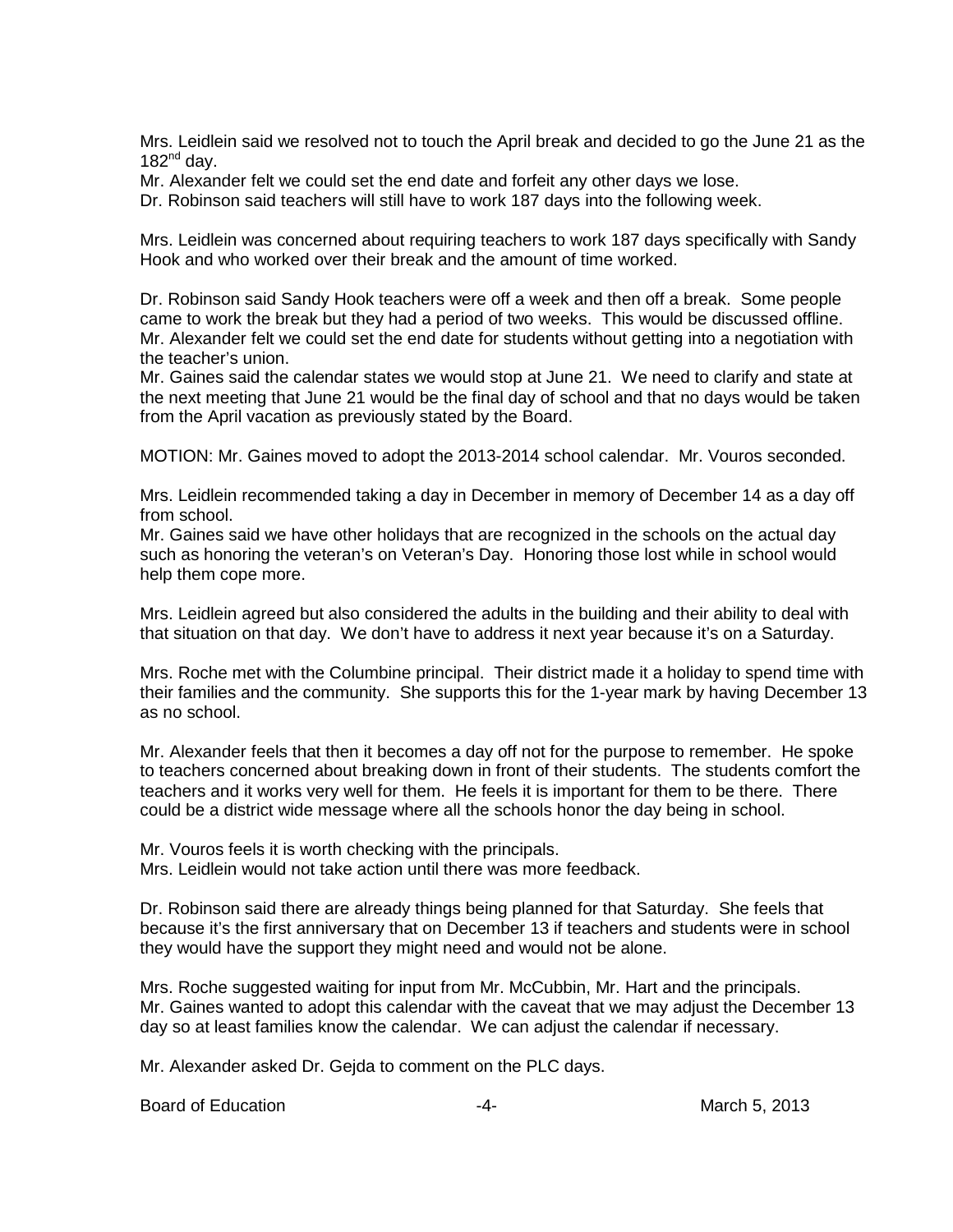Mrs. Leidlein said we resolved not to touch the April break and decided to go the June 21 as the 182nd day.

Mr. Alexander felt we could set the end date and forfeit any other days we lose.

Dr. Robinson said teachers will still have to work 187 days into the following week.

Mrs. Leidlein was concerned about requiring teachers to work 187 days specifically with Sandy Hook and who worked over their break and the amount of time worked.

Dr. Robinson said Sandy Hook teachers were off a week and then off a break. Some people came to work the break but they had a period of two weeks. This would be discussed offline.

Mr. Alexander felt we could set the end date for students without getting into a negotiation with the teacher's union.

Mr. Gaines said the calendar states we would stop at June 21. We need to clarify and state at the next meeting that June 21 would be the final day of school and that no days would be taken from the April vacation as previously stated by the Board.

MOTION: Mr. Gaines moved to adopt the 2013-2014 school calendar. Mr. Vouros seconded.

Mrs. Leidlein recommended taking a day in December in memory of December 14 as a day off from school.

Mr. Gaines said we have other holidays that are recognized in the schools on the actual day such as honoring the veteran's on Veteran's Day. Honoring those lost while in school would help them cope more.

Mrs. Leidlein agreed but also considered the adults in the building and their ability to deal with that situation on that day. We don't have to address it next year because it's on a Saturday.

Mrs. Roche met with the Columbine principal. Their district made it a holiday to spend time with their families and the community. She supports this for the 1-year mark by having December 13 as no school.

Mr. Alexander feels that then it becomes a day off not for the purpose to remember. He spoke to teachers concerned about breaking down in front of their students. The students comfort the teachers and it works very well for them. He feels it is important for them to be there. There could be a district wide message where all the schools honor the day being in school.

Mr. Vouros feels it is worth checking with the principals.

Mrs. Leidlein would not take action until there was more feedback.

Dr. Robinson said there are already things being planned for that Saturday. She feels that because it's the first anniversary that on December 13 if teachers and students were in school they would have the support they might need and would not be alone.

Mrs. Roche suggested waiting for input from Mr. McCubbin, Mr. Hart and the principals.

Mr. Gaines wanted to adopt this calendar with the caveat that we may adjust the December 13 day so at least families know the calendar. We can adjust the calendar if necessary.

Mr. Alexander asked Dr. Gejda to comment on the PLC days.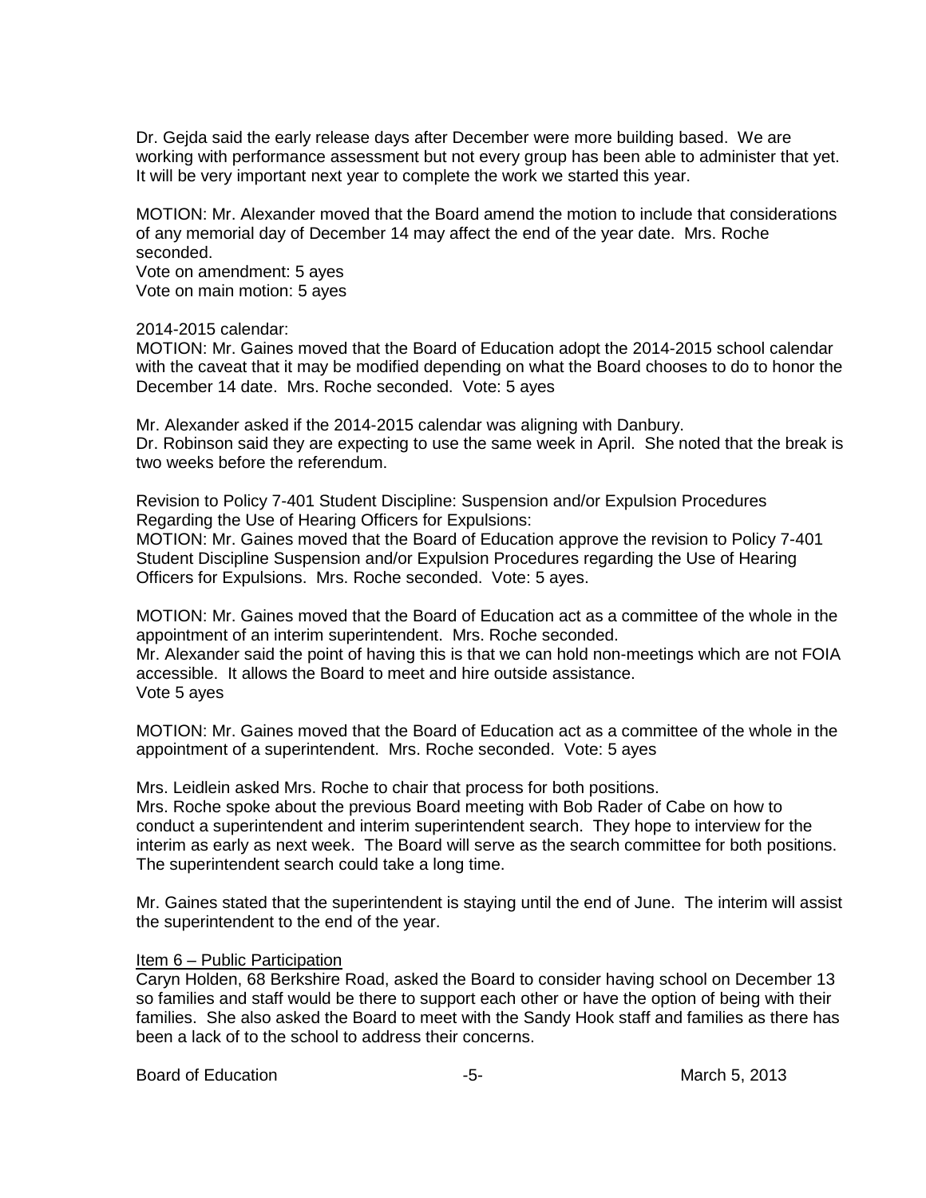Dr. Gejda said the early release days after December were more building based. We are working with performance assessment but not every group has been able to administer that yet. It will be very important next year to complete the work we started this year.

MOTION: Mr. Alexander moved that the Board amend the motion to include that considerations of any memorial day of December 14 may affect the end of the year date. Mrs. Roche seconded.
Vote on amendment: 5 ayes
Vote on main motion: 5 ayes

2014-2015 calendar:
MOTION: Mr. Gaines moved that the Board of Education adopt the 2014-2015 school calendar with the caveat that it may be modified depending on what the Board chooses to do to honor the December 14 date. Mrs. Roche seconded. Vote: 5 ayes

Mr. Alexander asked if the 2014-2015 calendar was aligning with Danbury.
Dr. Robinson said they are expecting to use the same week in April. She noted that the break is two weeks before the referendum.

Revision to Policy 7-401 Student Discipline: Suspension and/or Expulsion Procedures Regarding the Use of Hearing Officers for Expulsions:
MOTION: Mr. Gaines moved that the Board of Education approve the revision to Policy 7-401 Student Discipline Suspension and/or Expulsion Procedures regarding the Use of Hearing Officers for Expulsions. Mrs. Roche seconded. Vote: 5 ayes.

MOTION: Mr. Gaines moved that the Board of Education act as a committee of the whole in the appointment of an interim superintendent. Mrs. Roche seconded.
Mr. Alexander said the point of having this is that we can hold non-meetings which are not FOIA accessible. It allows the Board to meet and hire outside assistance.
Vote 5 ayes

MOTION: Mr. Gaines moved that the Board of Education act as a committee of the whole in the appointment of a superintendent. Mrs. Roche seconded. Vote: 5 ayes

Mrs. Leidlein asked Mrs. Roche to chair that process for both positions.
Mrs. Roche spoke about the previous Board meeting with Bob Rader of Cabe on how to conduct a superintendent and interim superintendent search. They hope to interview for the interim as early as next week. The Board will serve as the search committee for both positions. The superintendent search could take a long time.

Mr. Gaines stated that the superintendent is staying until the end of June. The interim will assist the superintendent to the end of the year.

Item 6 – Public Participation

Caryn Holden, 68 Berkshire Road, asked the Board to consider having school on December 13 so families and staff would be there to support each other or have the option of being with their families. She also asked the Board to meet with the Sandy Hook staff and families as there has been a lack of to the school to address their concerns.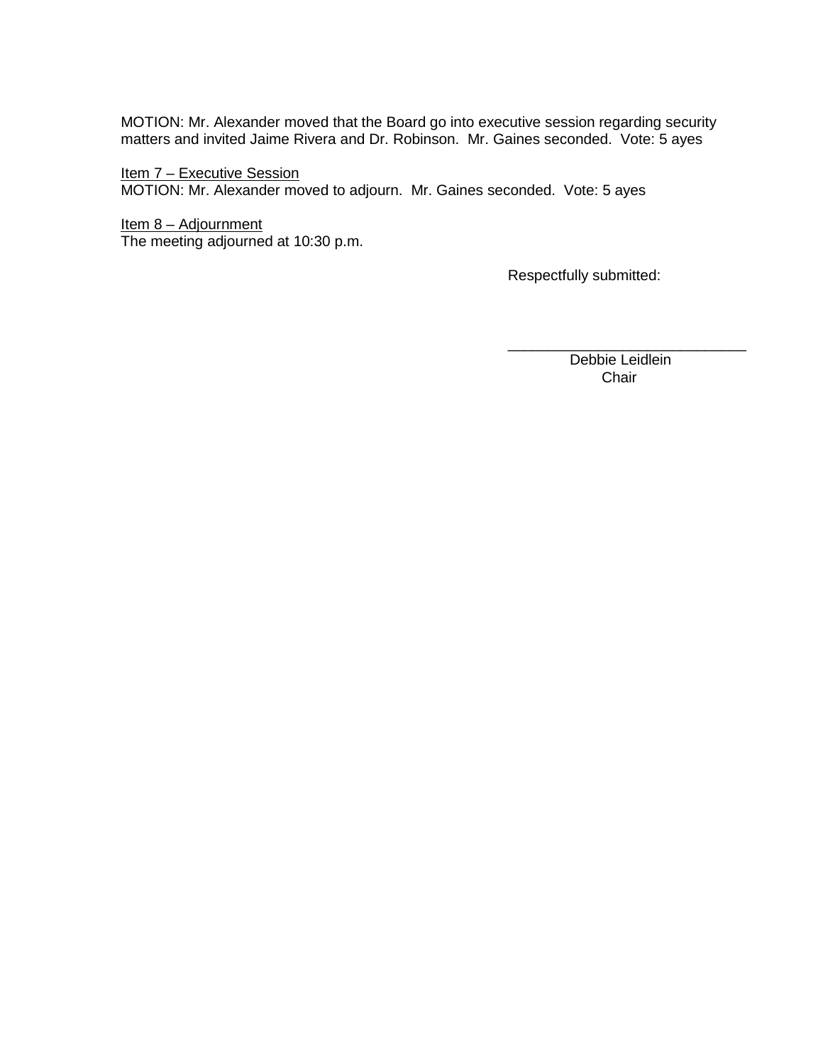MOTION: Mr. Alexander moved that the Board go into executive session regarding security matters and invited Jaime Rivera and Dr. Robinson.  Mr. Gaines seconded.  Vote: 5 ayes

<u>Item 7 – Executive Session</u>
MOTION: Mr. Alexander moved to adjourn.  Mr. Gaines seconded.  Vote: 5 ayes

<u>Item 8 – Adjournment</u>
The meeting adjourned at 10:30 p.m.

Respectfully submitted:

_____________________________
Debbie Leidlein
Chair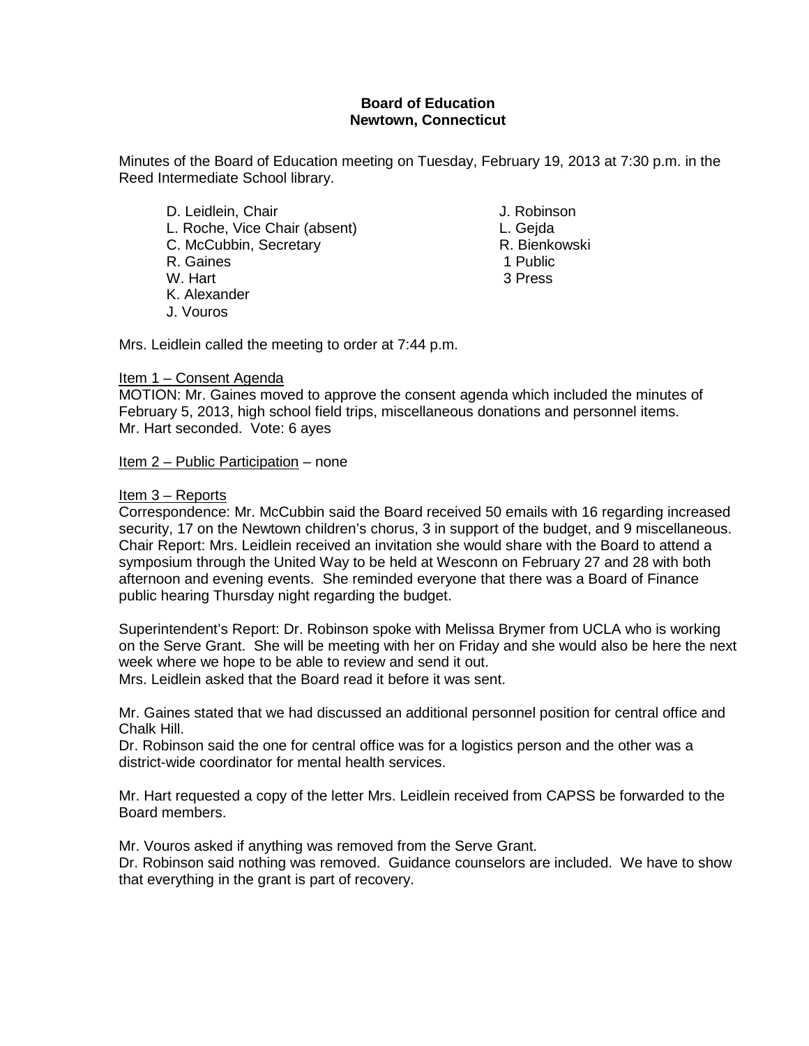**Board of Education**
**Newtown, Connecticut**

Minutes of the Board of Education meeting on Tuesday, February 19, 2013 at 7:30 p.m. in the Reed Intermediate School library.

D. Leidlein, Chair
L. Roche, Vice Chair (absent)
C. McCubbin, Secretary
R. Gaines
W. Hart
K. Alexander
J. Vouros

J. Robinson
L. Gejda
R. Bienkowski
1 Public
3 Press

Mrs. Leidlein called the meeting to order at 7:44 p.m.

Item 1 – Consent Agenda

MOTION: Mr. Gaines moved to approve the consent agenda which included the minutes of February 5, 2013, high school field trips, miscellaneous donations and personnel items. Mr. Hart seconded. Vote: 6 ayes

Item 2 – Public Participation – none

Item 3 – Reports

Correspondence: Mr. McCubbin said the Board received 50 emails with 16 regarding increased security, 17 on the Newtown children's chorus, 3 in support of the budget, and 9 miscellaneous.

Chair Report: Mrs. Leidlein received an invitation she would share with the Board to attend a symposium through the United Way to be held at Wesconn on February 27 and 28 with both afternoon and evening events. She reminded everyone that there was a Board of Finance public hearing Thursday night regarding the budget.

Superintendent's Report: Dr. Robinson spoke with Melissa Brymer from UCLA who is working on the Serve Grant. She will be meeting with her on Friday and she would also be here the next week where we hope to be able to review and send it out.

Mrs. Leidlein asked that the Board read it before it was sent.

Mr. Gaines stated that we had discussed an additional personnel position for central office and Chalk Hill.

Dr. Robinson said the one for central office was for a logistics person and the other was a district-wide coordinator for mental health services.

Mr. Hart requested a copy of the letter Mrs. Leidlein received from CAPSS be forwarded to the Board members.

Mr. Vouros asked if anything was removed from the Serve Grant.

Dr. Robinson said nothing was removed. Guidance counselors are included. We have to show that everything in the grant is part of recovery.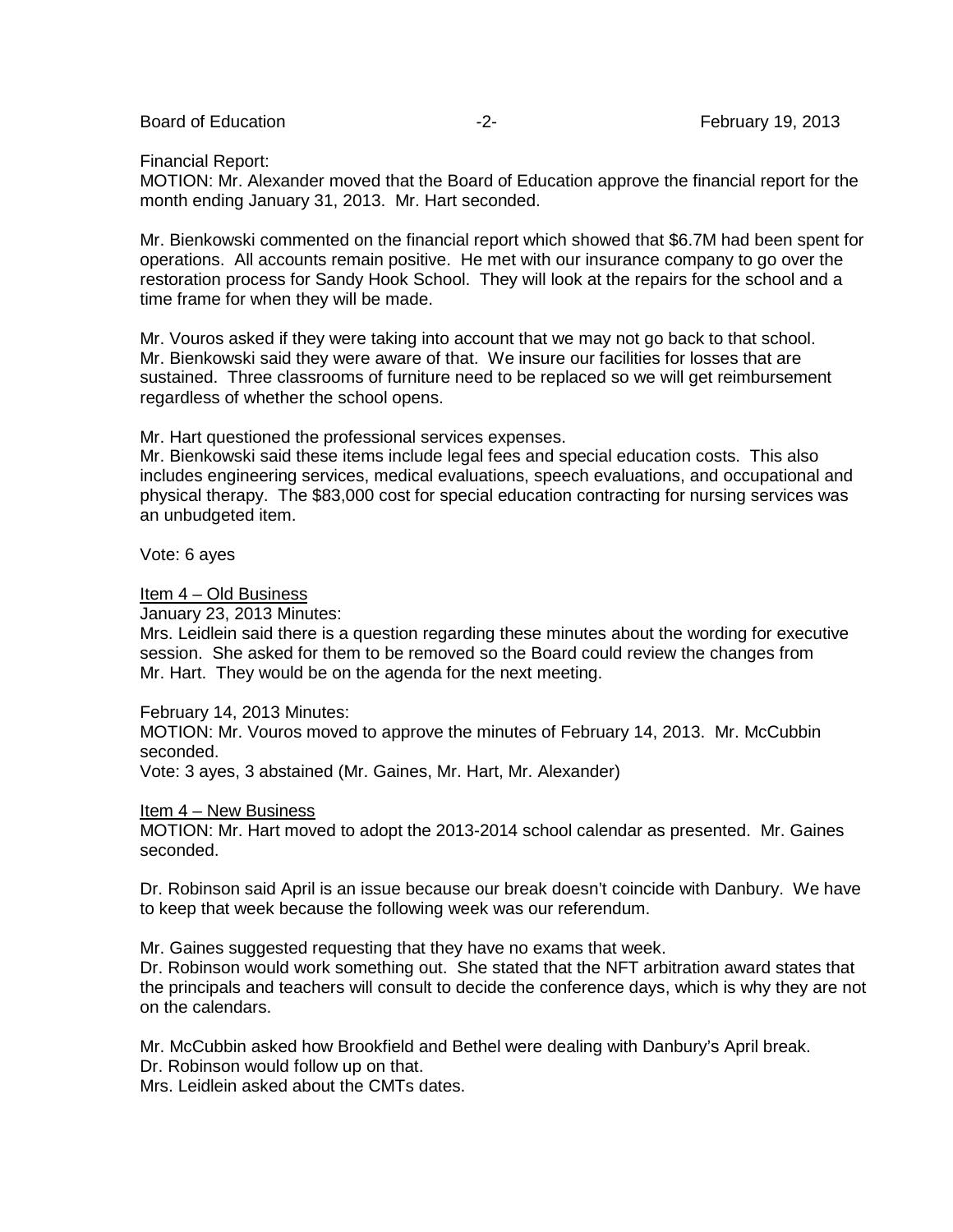Financial Report:

MOTION: Mr. Alexander moved that the Board of Education approve the financial report for the month ending January 31, 2013. Mr. Hart seconded.

Mr. Bienkowski commented on the financial report which showed that $6.7M had been spent for operations. All accounts remain positive. He met with our insurance company to go over the restoration process for Sandy Hook School. They will look at the repairs for the school and a time frame for when they will be made.

Mr. Vouros asked if they were taking into account that we may not go back to that school. Mr. Bienkowski said they were aware of that. We insure our facilities for losses that are sustained. Three classrooms of furniture need to be replaced so we will get reimbursement regardless of whether the school opens.

Mr. Hart questioned the professional services expenses.

Mr. Bienkowski said these items include legal fees and special education costs. This also includes engineering services, medical evaluations, speech evaluations, and occupational and physical therapy. The $83,000 cost for special education contracting for nursing services was an unbudgeted item.

Vote: 6 ayes

<u>Item 4 – Old Business</u>

January 23, 2013 Minutes:

Mrs. Leidlein said there is a question regarding these minutes about the wording for executive session. She asked for them to be removed so the Board could review the changes from Mr. Hart. They would be on the agenda for the next meeting.

February 14, 2013 Minutes:

MOTION: Mr. Vouros moved to approve the minutes of February 14, 2013. Mr. McCubbin seconded.

Vote: 3 ayes, 3 abstained (Mr. Gaines, Mr. Hart, Mr. Alexander)

<u>Item 4 – New Business</u>

MOTION: Mr. Hart moved to adopt the 2013-2014 school calendar as presented. Mr. Gaines seconded.

Dr. Robinson said April is an issue because our break doesn't coincide with Danbury. We have to keep that week because the following week was our referendum.

Mr. Gaines suggested requesting that they have no exams that week.

Dr. Robinson would work something out. She stated that the NFT arbitration award states that the principals and teachers will consult to decide the conference days, which is why they are not on the calendars.

Mr. McCubbin asked how Brookfield and Bethel were dealing with Danbury's April break.

Dr. Robinson would follow up on that.

Mrs. Leidlein asked about the CMTs dates.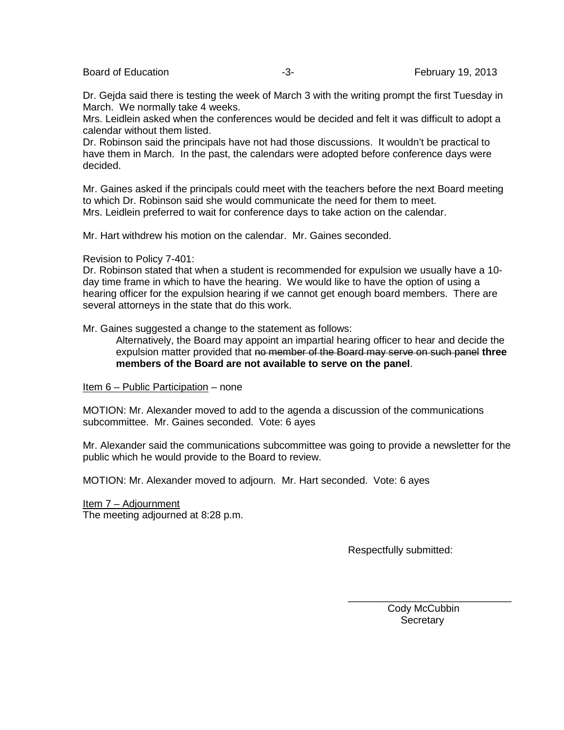Dr. Gejda said there is testing the week of March 3 with the writing prompt the first Tuesday in March. We normally take 4 weeks.
Mrs. Leidlein asked when the conferences would be decided and felt it was difficult to adopt a calendar without them listed.
Dr. Robinson said the principals have not had those discussions. It wouldn't be practical to have them in March. In the past, the calendars were adopted before conference days were decided.

Mr. Gaines asked if the principals could meet with the teachers before the next Board meeting to which Dr. Robinson said she would communicate the need for them to meet.
Mrs. Leidlein preferred to wait for conference days to take action on the calendar.

Mr. Hart withdrew his motion on the calendar. Mr. Gaines seconded.

Revision to Policy 7-401:
Dr. Robinson stated that when a student is recommended for expulsion we usually have a 10-day time frame in which to have the hearing. We would like to have the option of using a hearing officer for the expulsion hearing if we cannot get enough board members. There are several attorneys in the state that do this work.

Mr. Gaines suggested a change to the statement as follows:

> Alternatively, the Board may appoint an impartial hearing officer to hear and decide the expulsion matter provided that ~~no member of the Board may serve on such panel~~ **three members of the Board are not available to serve on the panel**.

<u>Item 6 – Public Participation</u> – none

MOTION: Mr. Alexander moved to add to the agenda a discussion of the communications subcommittee. Mr. Gaines seconded. Vote: 6 ayes

Mr. Alexander said the communications subcommittee was going to provide a newsletter for the public which he would provide to the Board to review.

MOTION: Mr. Alexander moved to adjourn. Mr. Hart seconded. Vote: 6 ayes

<u>Item 7 – Adjournment</u>
The meeting adjourned at 8:28 p.m.

Respectfully submitted:

\_\_\_\_\_\_\_\_\_\_\_\_\_\_\_\_\_\_\_\_\_\_\_\_\_\_\_\_\_\_

Cody McCubbin
Secretary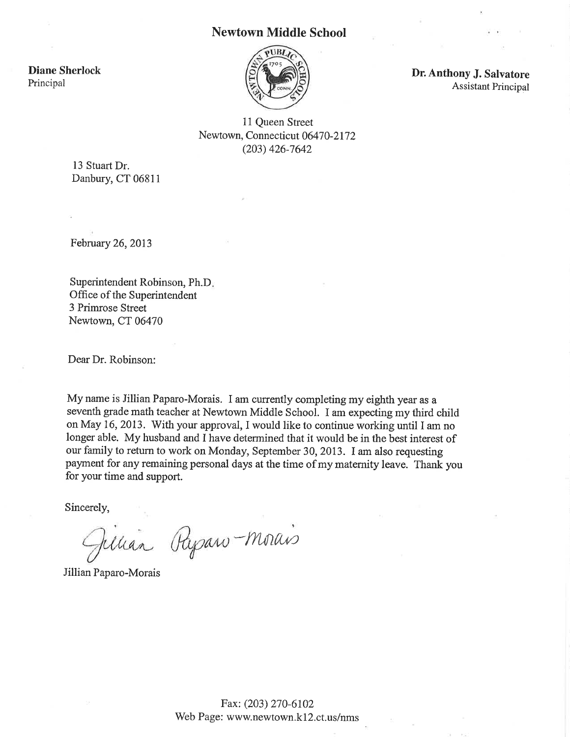# Newtown Middle School

**Diane Sherlock**
Principal

**Dr. Anthony J. Salvatore**
Assistant Principal

11 Queen Street
Newtown, Connecticut 06470-2172
(203) 426-7642

13 Stuart Dr.
Danbury, CT 06811

February 26, 2013

Superintendent Robinson, Ph.D.
Office of the Superintendent
3 Primrose Street
Newtown, CT 06470

Dear Dr. Robinson:

My name is Jillian Paparo-Morais. I am currently completing my eighth year as a seventh grade math teacher at Newtown Middle School. I am expecting my third child on May 16, 2013. With your approval, I would like to continue working until I am no longer able. My husband and I have determined that it would be in the best interest of our family to return to work on Monday, September 30, 2013. I am also requesting payment for any remaining personal days at the time of my maternity leave. Thank you for your time and support.

Sincerely,

Jillian Paparo-Morais

Jillian Paparo-Morais

Fax: (203) 270-6102
Web Page: www.newtown.k12.ct.us/nms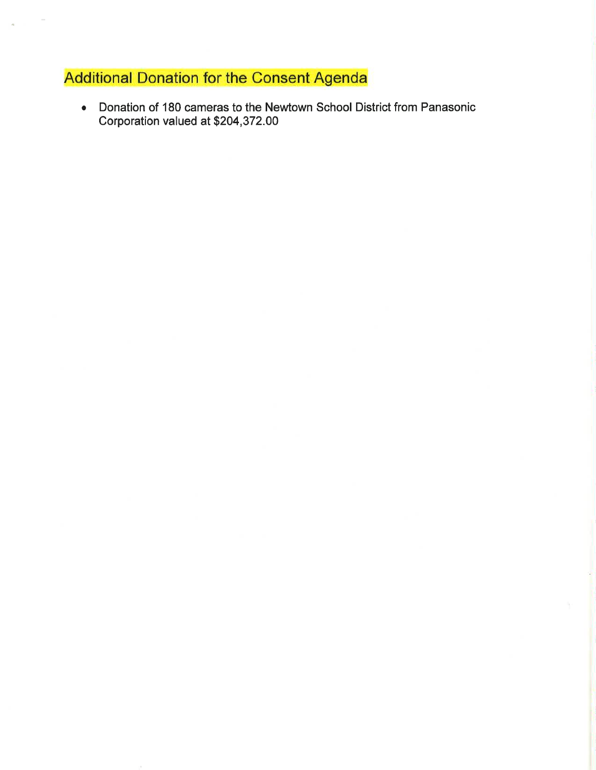## Additional Donation for the Consent Agenda

- Donation of 180 cameras to the Newtown School District from Panasonic Corporation valued at $204,372.00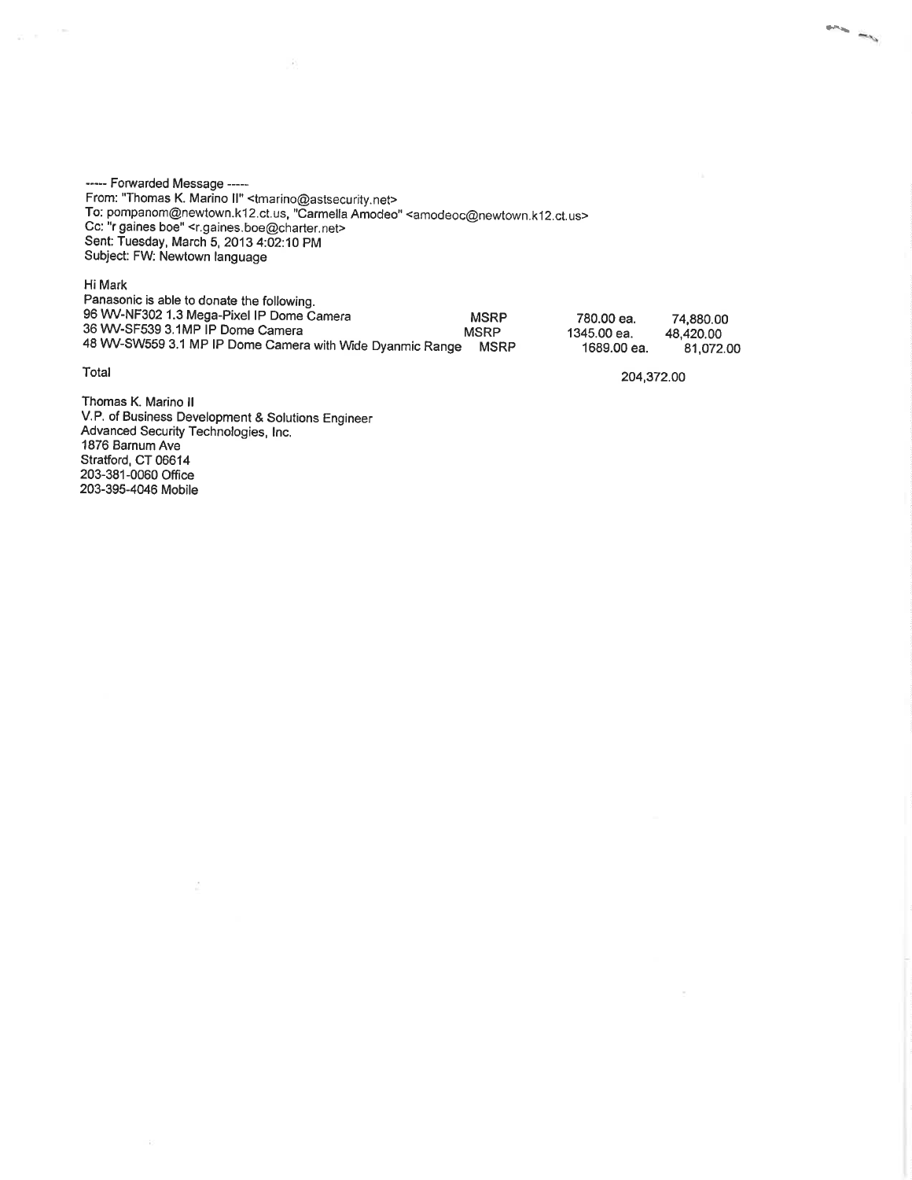----- Forwarded Message -----
From: "Thomas K. Marino II" <tmarino@astsecurity.net>
To: pompanom@newtown.k12.ct.us, "Carmella Amodeo" <amodeoc@newtown.k12.ct.us>
Cc: "r gaines boe" <r.gaines.boe@charter.net>
Sent: Tuesday, March 5, 2013 4:02:10 PM
Subject: FW: Newtown language

Hi Mark
Panasonic is able to donate the following.

| | | | |
|---|---|---|---|
| 96 WV-NF302 1.3 Mega-Pixel IP Dome Camera | MSRP | 780.00 ea. | 74,880.00 |
| 36 WV-SF539 3.1MP IP Dome Camera | MSRP | 1345.00 ea. | 48,420.00 |
| 48 WV-SW559 3.1 MP IP Dome Camera with Wide Dyanmic Range | MSRP | 1689.00 ea. | 81,072.00 |
| Total | | | 204,372.00 |

Thomas K. Marino II
V.P. of Business Development & Solutions Engineer
Advanced Security Technologies, Inc.
1876 Barnum Ave
Stratford, CT 06614
203-381-0060 Office
203-395-4046 Mobile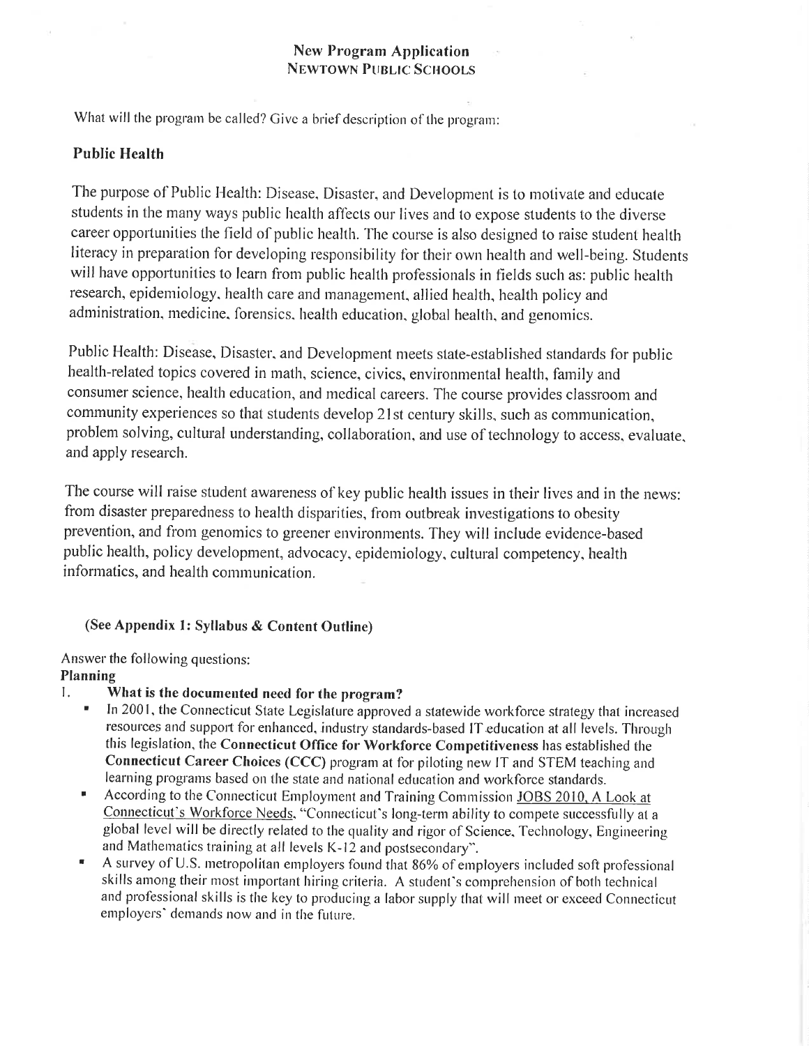## New Program Application
### NEWTOWN PUBLIC SCHOOLS

What will the program be called? Give a brief description of the program:

**Public Health**

The purpose of Public Health: Disease, Disaster, and Development is to motivate and educate students in the many ways public health affects our lives and to expose students to the diverse career opportunities the field of public health. The course is also designed to raise student health literacy in preparation for developing responsibility for their own health and well-being. Students will have opportunities to learn from public health professionals in fields such as: public health research, epidemiology, health care and management, allied health, health policy and administration, medicine, forensics, health education, global health, and genomics.

Public Health: Disease, Disaster, and Development meets state-established standards for public health-related topics covered in math, science, civics, environmental health, family and consumer science, health education, and medical careers. The course provides classroom and community experiences so that students develop 21st century skills, such as communication, problem solving, cultural understanding, collaboration, and use of technology to access, evaluate, and apply research.

The course will raise student awareness of key public health issues in their lives and in the news: from disaster preparedness to health disparities, from outbreak investigations to obesity prevention, and from genomics to greener environments. They will include evidence-based public health, policy development, advocacy, epidemiology, cultural competency, health informatics, and health communication.

**(See Appendix 1: Syllabus & Content Outline)**

Answer the following questions:

**Planning**

1. **What is the documented need for the program?**
   - In 2001, the Connecticut State Legislature approved a statewide workforce strategy that increased resources and support for enhanced, industry standards-based IT education at all levels. Through this legislation, the **Connecticut Office for Workforce Competitiveness** has established the **Connecticut Career Choices (CCC)** program at for piloting new IT and STEM teaching and learning programs based on the state and national education and workforce standards.
   - According to the Connecticut Employment and Training Commission JOBS 2010, A Look at Connecticut's Workforce Needs, "Connecticut's long-term ability to compete successfully at a global level will be directly related to the quality and rigor of Science, Technology, Engineering and Mathematics training at all levels K-12 and postsecondary".
   - A survey of U.S. metropolitan employers found that 86% of employers included soft professional skills among their most important hiring criteria. A student's comprehension of both technical and professional skills is the key to producing a labor supply that will meet or exceed Connecticut employers' demands now and in the future.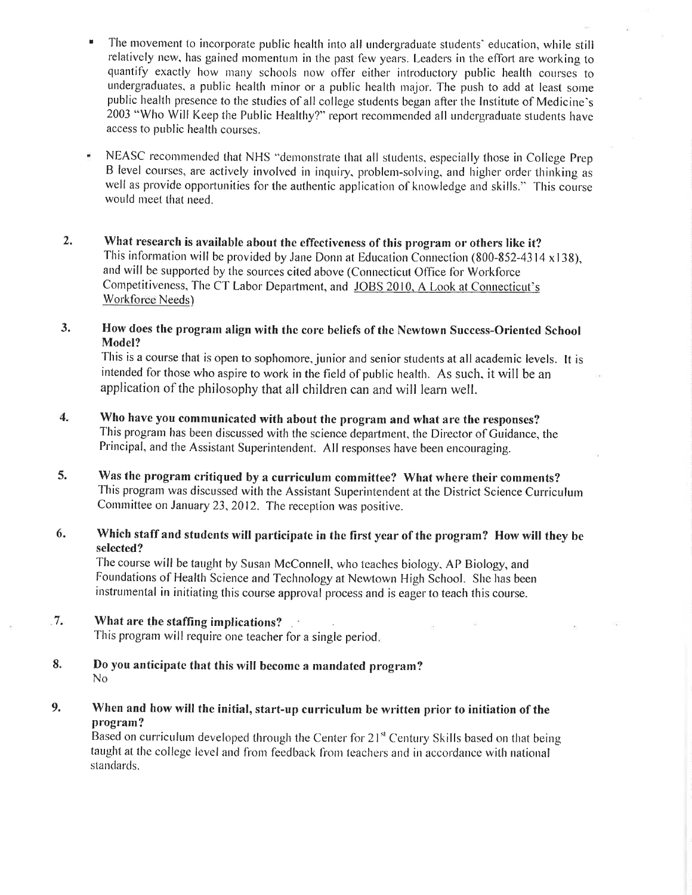- The movement to incorporate public health into all undergraduate students' education, while still relatively new, has gained momentum in the past few years. Leaders in the effort are working to quantify exactly how many schools now offer either introductory public health courses to undergraduates, a public health minor or a public health major. The push to add at least some public health presence to the studies of all college students began after the Institute of Medicine's 2003 "Who Will Keep the Public Healthy?" report recommended all undergraduate students have access to public health courses.

- NEASC recommended that NHS "demonstrate that all students, especially those in College Prep B level courses, are actively involved in inquiry, problem-solving, and higher order thinking as well as provide opportunities for the authentic application of knowledge and skills." This course would meet that need.

2. **What research is available about the effectiveness of this program or others like it?**
   This information will be provided by Jane Donn at Education Connection (800-852-4314 x138), and will be supported by the sources cited above (Connecticut Office for Workforce Competitiveness, The CT Labor Department, and <u>JOBS 2010, A Look at Connecticut's Workforce Needs</u>)

3. **How does the program align with the core beliefs of the Newtown Success-Oriented School Model?**
   This is a course that is open to sophomore, junior and senior students at all academic levels. It is intended for those who aspire to work in the field of public health. As such, it will be an application of the philosophy that all children can and will learn well.

4. **Who have you communicated with about the program and what are the responses?**
   This program has been discussed with the science department, the Director of Guidance, the Principal, and the Assistant Superintendent. All responses have been encouraging.

5. **Was the program critiqued by a curriculum committee? What where their comments?**
   This program was discussed with the Assistant Superintendent at the District Science Curriculum Committee on January 23, 2012. The reception was positive.

6. **Which staff and students will participate in the first year of the program? How will they be selected?**
   The course will be taught by Susan McConnell, who teaches biology, AP Biology, and Foundations of Health Science and Technology at Newtown High School. She has been instrumental in initiating this course approval process and is eager to teach this course.

7. **What are the staffing implications?**
   This program will require one teacher for a single period.

8. **Do you anticipate that this will become a mandated program?**
   No

9. **When and how will the initial, start-up curriculum be written prior to initiation of the program?**
   Based on curriculum developed through the Center for 21st Century Skills based on that being taught at the college level and from feedback from teachers and in accordance with national standards.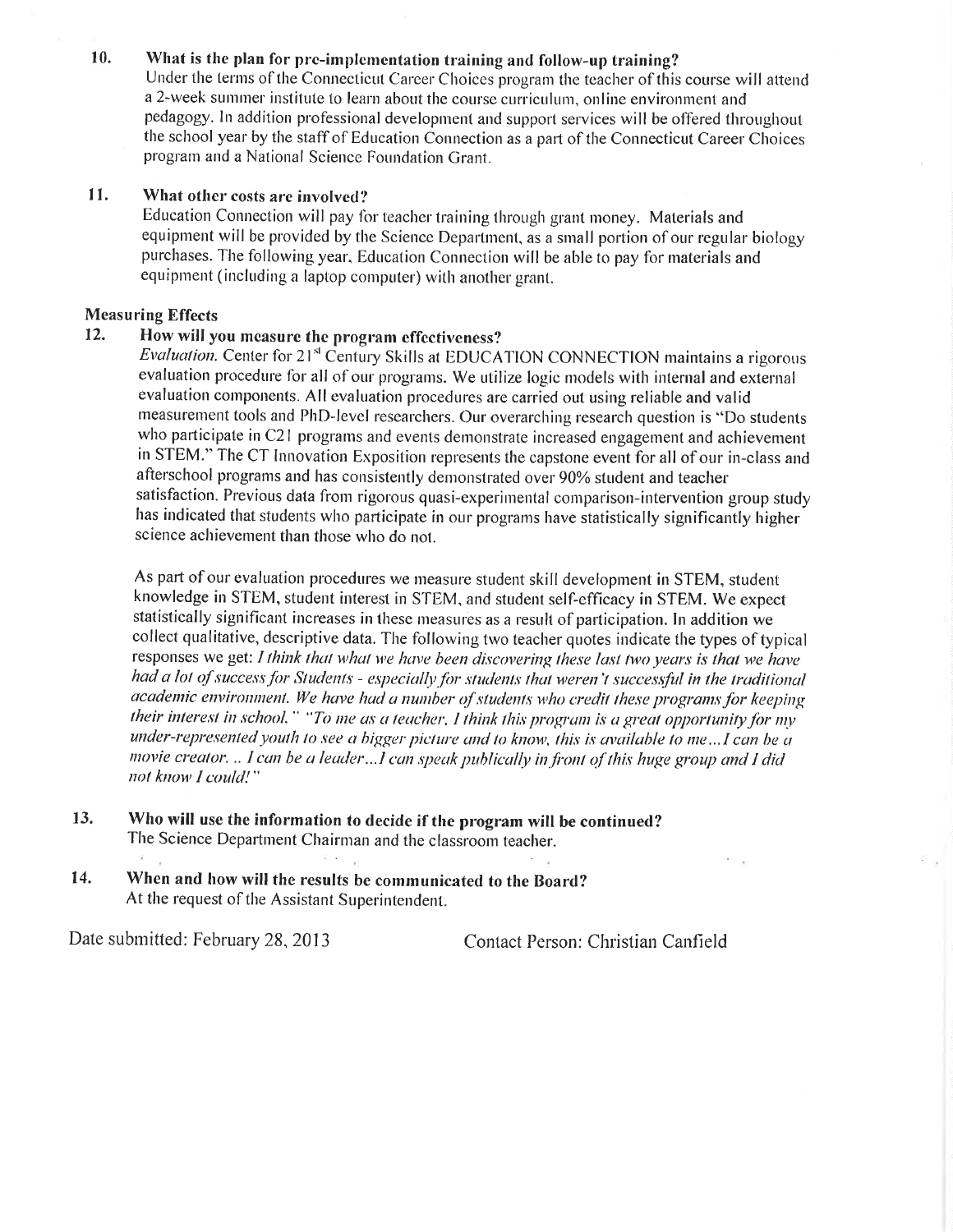**10. What is the plan for pre-implementation training and follow-up training?**

Under the terms of the Connecticut Career Choices program the teacher of this course will attend a 2-week summer institute to learn about the course curriculum, online environment and pedagogy. In addition professional development and support services will be offered throughout the school year by the staff of Education Connection as a part of the Connecticut Career Choices program and a National Science Foundation Grant.

**11. What other costs are involved?**

Education Connection will pay for teacher training through grant money. Materials and equipment will be provided by the Science Department, as a small portion of our regular biology purchases. The following year, Education Connection will be able to pay for materials and equipment (including a laptop computer) with another grant.

**Measuring Effects**

**12. How will you measure the program effectiveness?**

*Evaluation.* Center for 21st Century Skills at EDUCATION CONNECTION maintains a rigorous evaluation procedure for all of our programs. We utilize logic models with internal and external evaluation components. All evaluation procedures are carried out using reliable and valid measurement tools and PhD-level researchers. Our overarching research question is "Do students who participate in C21 programs and events demonstrate increased engagement and achievement in STEM." The CT Innovation Exposition represents the capstone event for all of our in-class and afterschool programs and has consistently demonstrated over 90% student and teacher satisfaction. Previous data from rigorous quasi-experimental comparison-intervention group study has indicated that students who participate in our programs have statistically significantly higher science achievement than those who do not.

As part of our evaluation procedures we measure student skill development in STEM, student knowledge in STEM, student interest in STEM, and student self-efficacy in STEM. We expect statistically significant increases in these measures as a result of participation. In addition we collect qualitative, descriptive data. The following two teacher quotes indicate the types of typical responses we get: *I think that what we have been discovering these last two years is that we have had a lot of success for Students - especially for students that weren't successful in the traditional academic environment. We have had a number of students who credit these programs for keeping their interest in school.*" "*To me as a teacher, I think this program is a great opportunity for my under-represented youth to see a bigger picture and to know, this is available to me…I can be a movie creator. .. I can be a leader…I can speak publically in front of this huge group and I did not know I could!*"

**13. Who will use the information to decide if the program will be continued?**

The Science Department Chairman and the classroom teacher.

**14. When and how will the results be communicated to the Board?**

At the request of the Assistant Superintendent.

Date submitted: February 28, 2013    Contact Person: Christian Canfield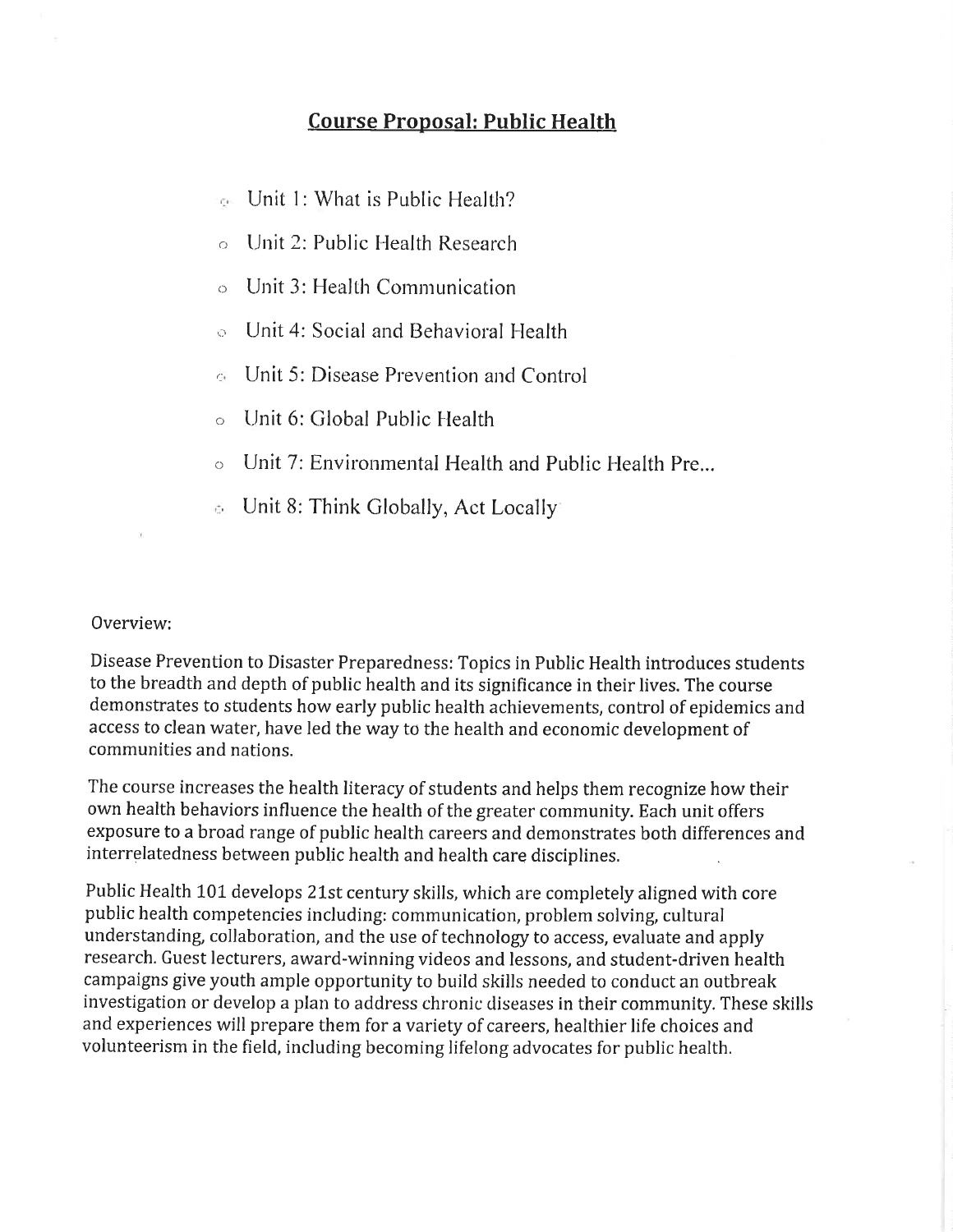# Course Proposal: Public Health

- Unit 1: What is Public Health?
- Unit 2: Public Health Research
- Unit 3: Health Communication
- Unit 4: Social and Behavioral Health
- Unit 5: Disease Prevention and Control
- Unit 6: Global Public Health
- Unit 7: Environmental Health and Public Health Pre...
- Unit 8: Think Globally, Act Locally

Overview:

Disease Prevention to Disaster Preparedness: Topics in Public Health introduces students to the breadth and depth of public health and its significance in their lives. The course demonstrates to students how early public health achievements, control of epidemics and access to clean water, have led the way to the health and economic development of communities and nations.

The course increases the health literacy of students and helps them recognize how their own health behaviors influence the health of the greater community. Each unit offers exposure to a broad range of public health careers and demonstrates both differences and interrelatedness between public health and health care disciplines.

Public Health 101 develops 21st century skills, which are completely aligned with core public health competencies including: communication, problem solving, cultural understanding, collaboration, and the use of technology to access, evaluate and apply research. Guest lecturers, award-winning videos and lessons, and student-driven health campaigns give youth ample opportunity to build skills needed to conduct an outbreak investigation or develop a plan to address chronic diseases in their community. These skills and experiences will prepare them for a variety of careers, healthier life choices and volunteerism in the field, including becoming lifelong advocates for public health.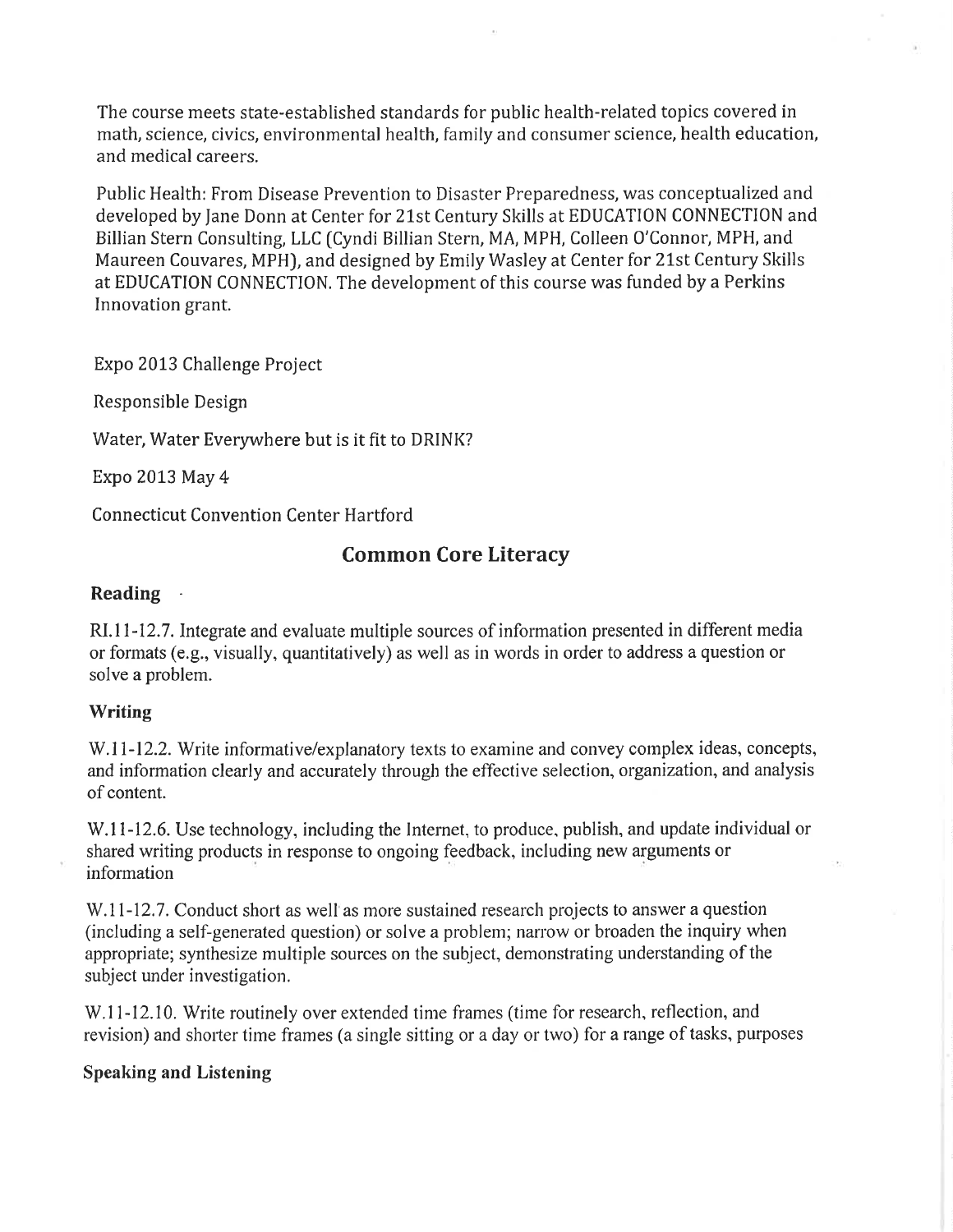The course meets state-established standards for public health-related topics covered in math, science, civics, environmental health, family and consumer science, health education, and medical careers.

Public Health: From Disease Prevention to Disaster Preparedness, was conceptualized and developed by Jane Donn at Center for 21st Century Skills at EDUCATION CONNECTION and Billian Stern Consulting, LLC (Cyndi Billian Stern, MA, MPH, Colleen O'Connor, MPH, and Maureen Couvares, MPH), and designed by Emily Wasley at Center for 21st Century Skills at EDUCATION CONNECTION. The development of this course was funded by a Perkins Innovation grant.

Expo 2013 Challenge Project

Responsible Design

Water, Water Everywhere but is it fit to DRINK?

Expo 2013 May 4

Connecticut Convention Center Hartford

## Common Core Literacy

### Reading

RI.11-12.7. Integrate and evaluate multiple sources of information presented in different media or formats (e.g., visually, quantitatively) as well as in words in order to address a question or solve a problem.

### Writing

W.11-12.2. Write informative/explanatory texts to examine and convey complex ideas, concepts, and information clearly and accurately through the effective selection, organization, and analysis of content.

W.11-12.6. Use technology, including the Internet, to produce, publish, and update individual or shared writing products in response to ongoing feedback, including new arguments or information

W.11-12.7. Conduct short as well as more sustained research projects to answer a question (including a self-generated question) or solve a problem; narrow or broaden the inquiry when appropriate; synthesize multiple sources on the subject, demonstrating understanding of the subject under investigation.

W.11-12.10. Write routinely over extended time frames (time for research, reflection, and revision) and shorter time frames (a single sitting or a day or two) for a range of tasks, purposes

### Speaking and Listening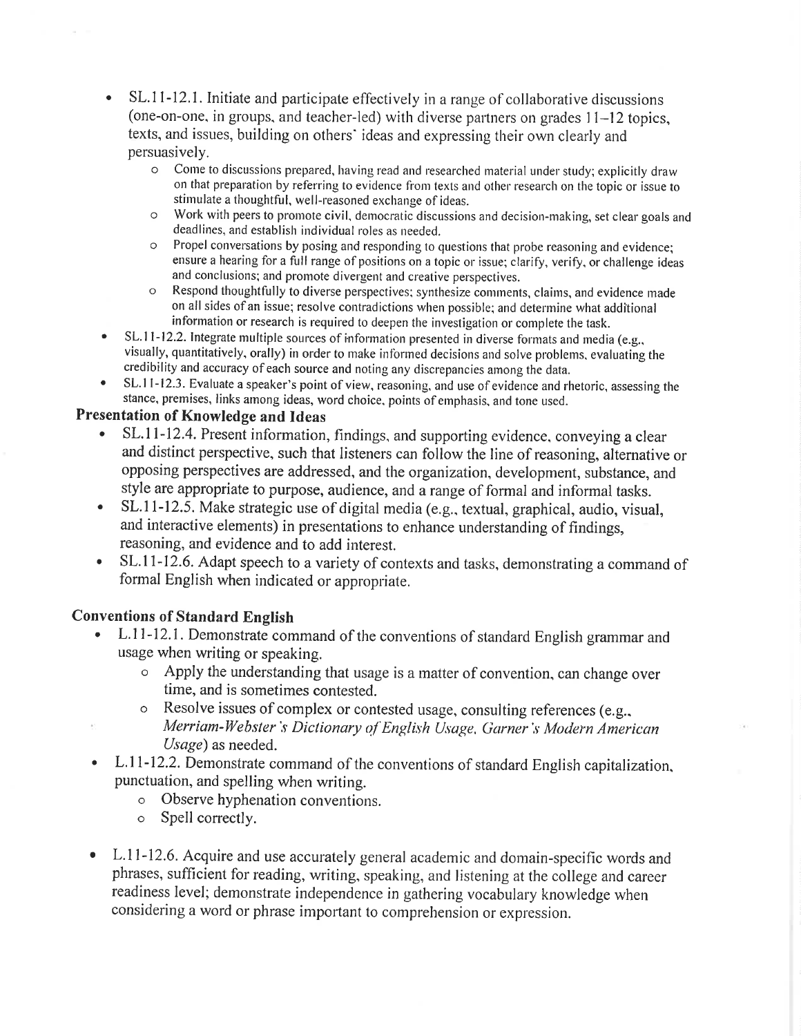- SL.11-12.1. Initiate and participate effectively in a range of collaborative discussions (one-on-one, in groups, and teacher-led) with diverse partners on grades 11–12 topics, texts, and issues, building on others' ideas and expressing their own clearly and persuasively.
    - Come to discussions prepared, having read and researched material under study; explicitly draw on that preparation by referring to evidence from texts and other research on the topic or issue to stimulate a thoughtful, well-reasoned exchange of ideas.
    - Work with peers to promote civil, democratic discussions and decision-making, set clear goals and deadlines, and establish individual roles as needed.
    - Propel conversations by posing and responding to questions that probe reasoning and evidence; ensure a hearing for a full range of positions on a topic or issue; clarify, verify, or challenge ideas and conclusions; and promote divergent and creative perspectives.
    - Respond thoughtfully to diverse perspectives; synthesize comments, claims, and evidence made on all sides of an issue; resolve contradictions when possible; and determine what additional information or research is required to deepen the investigation or complete the task.
- SL.11-12.2. Integrate multiple sources of information presented in diverse formats and media (e.g., visually, quantitatively, orally) in order to make informed decisions and solve problems, evaluating the credibility and accuracy of each source and noting any discrepancies among the data.
- SL.11-12.3. Evaluate a speaker's point of view, reasoning, and use of evidence and rhetoric, assessing the stance, premises, links among ideas, word choice, points of emphasis, and tone used.

**Presentation of Knowledge and Ideas**

- SL.11-12.4. Present information, findings, and supporting evidence, conveying a clear and distinct perspective, such that listeners can follow the line of reasoning, alternative or opposing perspectives are addressed, and the organization, development, substance, and style are appropriate to purpose, audience, and a range of formal and informal tasks.
- SL.11-12.5. Make strategic use of digital media (e.g., textual, graphical, audio, visual, and interactive elements) in presentations to enhance understanding of findings, reasoning, and evidence and to add interest.
- SL.11-12.6. Adapt speech to a variety of contexts and tasks, demonstrating a command of formal English when indicated or appropriate.

**Conventions of Standard English**

- L.11-12.1. Demonstrate command of the conventions of standard English grammar and usage when writing or speaking.
    - Apply the understanding that usage is a matter of convention, can change over time, and is sometimes contested.
    - Resolve issues of complex or contested usage, consulting references (e.g., *Merriam-Webster's Dictionary of English Usage, Garner's Modern American Usage*) as needed.
- L.11-12.2. Demonstrate command of the conventions of standard English capitalization, punctuation, and spelling when writing.
    - Observe hyphenation conventions.
    - Spell correctly.

- L.11-12.6. Acquire and use accurately general academic and domain-specific words and phrases, sufficient for reading, writing, speaking, and listening at the college and career readiness level; demonstrate independence in gathering vocabulary knowledge when considering a word or phrase important to comprehension or expression.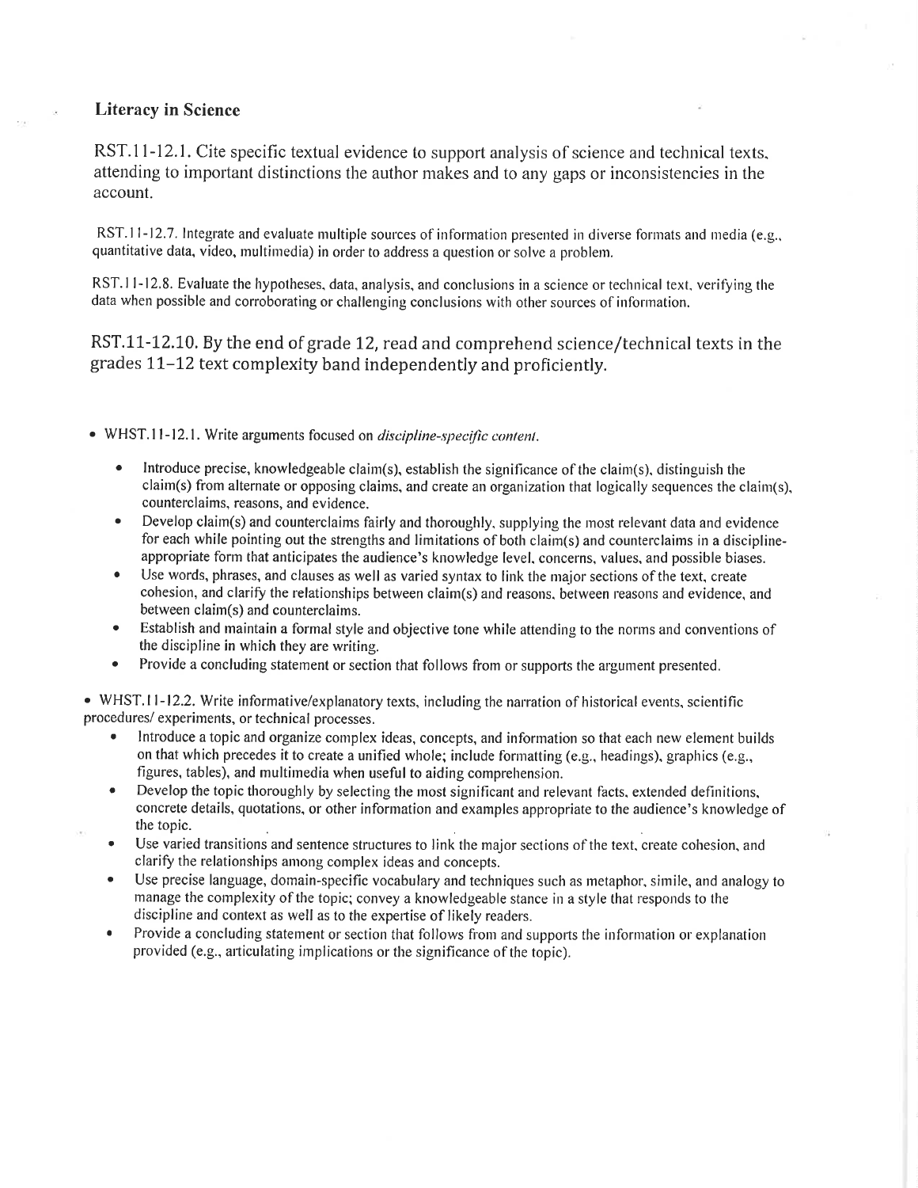### Literacy in Science

RST.11-12.1. Cite specific textual evidence to support analysis of science and technical texts, attending to important distinctions the author makes and to any gaps or inconsistencies in the account.

RST.11-12.7. Integrate and evaluate multiple sources of information presented in diverse formats and media (e.g., quantitative data, video, multimedia) in order to address a question or solve a problem.

RST.11-12.8. Evaluate the hypotheses, data, analysis, and conclusions in a science or technical text, verifying the data when possible and corroborating or challenging conclusions with other sources of information.

RST.11-12.10. By the end of grade 12, read and comprehend science/technical texts in the grades 11–12 text complexity band independently and proficiently.

- WHST.11-12.1. Write arguments focused on *discipline-specific content.*
  - Introduce precise, knowledgeable claim(s), establish the significance of the claim(s), distinguish the claim(s) from alternate or opposing claims, and create an organization that logically sequences the claim(s), counterclaims, reasons, and evidence.
  - Develop claim(s) and counterclaims fairly and thoroughly, supplying the most relevant data and evidence for each while pointing out the strengths and limitations of both claim(s) and counterclaims in a discipline-appropriate form that anticipates the audience's knowledge level, concerns, values, and possible biases.
  - Use words, phrases, and clauses as well as varied syntax to link the major sections of the text, create cohesion, and clarify the relationships between claim(s) and reasons, between reasons and evidence, and between claim(s) and counterclaims.
  - Establish and maintain a formal style and objective tone while attending to the norms and conventions of the discipline in which they are writing.
  - Provide a concluding statement or section that follows from or supports the argument presented.

- WHST.11-12.2. Write informative/explanatory texts, including the narration of historical events, scientific procedures/ experiments, or technical processes.
  - Introduce a topic and organize complex ideas, concepts, and information so that each new element builds on that which precedes it to create a unified whole; include formatting (e.g., headings), graphics (e.g., figures, tables), and multimedia when useful to aiding comprehension.
  - Develop the topic thoroughly by selecting the most significant and relevant facts, extended definitions, concrete details, quotations, or other information and examples appropriate to the audience's knowledge of the topic.
  - Use varied transitions and sentence structures to link the major sections of the text, create cohesion, and clarify the relationships among complex ideas and concepts.
  - Use precise language, domain-specific vocabulary and techniques such as metaphor, simile, and analogy to manage the complexity of the topic; convey a knowledgeable stance in a style that responds to the discipline and context as well as to the expertise of likely readers.
  - Provide a concluding statement or section that follows from and supports the information or explanation provided (e.g., articulating implications or the significance of the topic).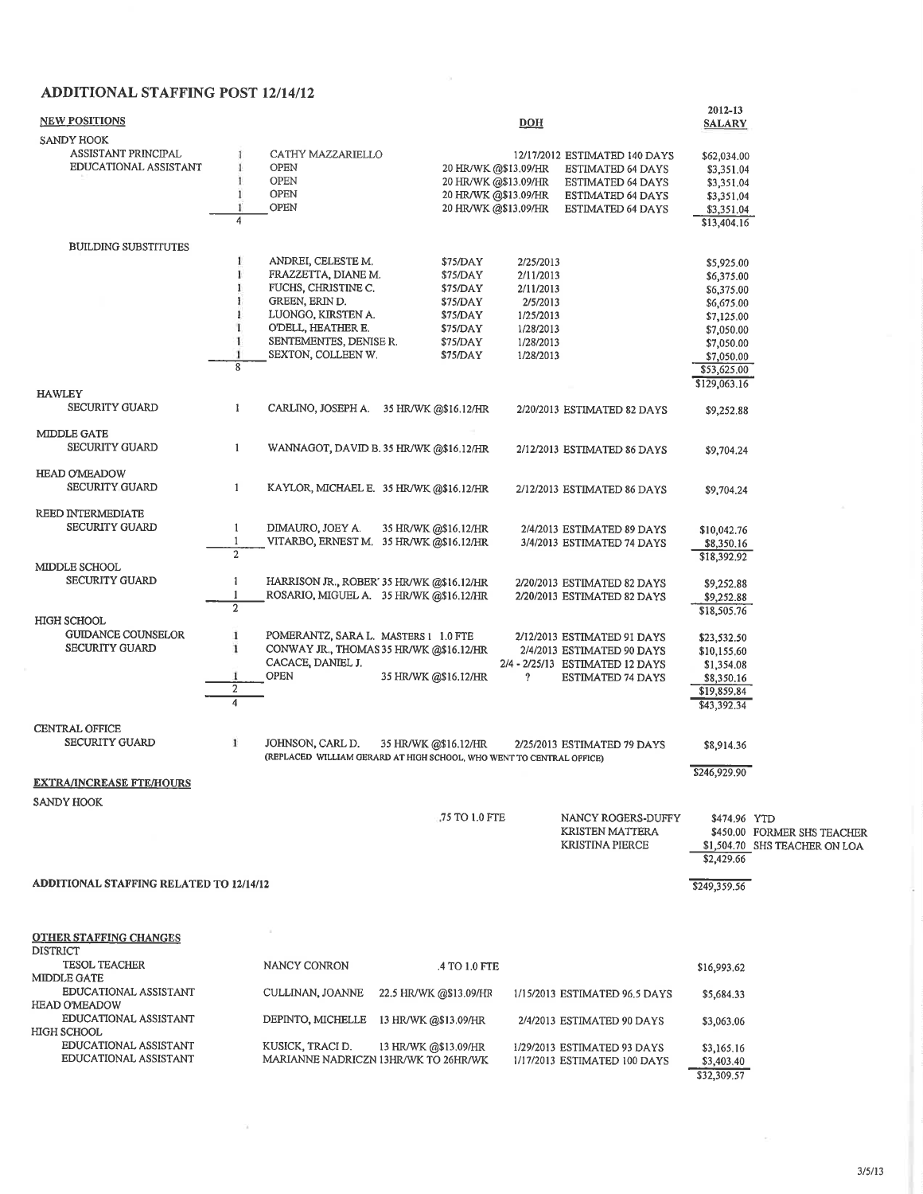## ADDITIONAL STAFFING POST 12/14/12

| NEW POSITIONS | | | | DOH | | 2012-13 SALARY |
|---|---|---|---|---|---|---|
| **SANDY HOOK** | | | | | | |
| ASSISTANT PRINCIPAL | 1 | CATHY MAZZARIELLO | | 12/17/2012 | ESTIMATED 140 DAYS | $62,034.00 |
| EDUCATIONAL ASSISTANT | 1 | OPEN | 20 HR/WK @$13.09/HR | | ESTIMATED 64 DAYS | $3,351.04 |
| | 1 | OPEN | 20 HR/WK @$13.09/HR | | ESTIMATED 64 DAYS | $3,351.04 |
| | 1 | OPEN | 20 HR/WK @$13.09/HR | | ESTIMATED 64 DAYS | $3,351.04 |
| | 1 | OPEN | 20 HR/WK @$13.09/HR | | ESTIMATED 64 DAYS | $3,351.04 |
| | 4 | | | | | $13,404.16 |
| BUILDING SUBSTITUTES | | | | | | |
| | 1 | ANDREI, CELESTE M. | $75/DAY | 2/25/2013 | | $5,925.00 |
| | 1 | FRAZZETTA, DIANE M. | $75/DAY | 2/11/2013 | | $6,375.00 |
| | 1 | FUCHS, CHRISTINE C. | $75/DAY | 2/11/2013 | | $6,375.00 |
| | 1 | GREEN, ERIN D. | $75/DAY | 2/5/2013 | | $6,675.00 |
| | 1 | LUONGO, KIRSTEN A. | $75/DAY | 1/25/2013 | | $7,125.00 |
| | 1 | O'DELL, HEATHER E. | $75/DAY | 1/28/2013 | | $7,050.00 |
| | 1 | SENTEMENTES, DENISE R. | $75/DAY | 1/28/2013 | | $7,050.00 |
| | 1 | SEXTON, COLLEEN W. | $75/DAY | 1/28/2013 | | $7,050.00 |
| | 8 | | | | | $53,625.00 |
| | | | | | | $129,063.16 |
| **HAWLEY** | | | | | | |
| SECURITY GUARD | 1 | CARLINO, JOSEPH A. | 35 HR/WK @$16.12/HR | 2/20/2013 | ESTIMATED 82 DAYS | $9,252.88 |
| **MIDDLE GATE** | | | | | | |
| SECURITY GUARD | 1 | WANNAGOT, DAVID B. | 35 HR/WK @$16.12/HR | 2/12/2013 | ESTIMATED 86 DAYS | $9,704.24 |
| **HEAD O'MEADOW** | | | | | | |
| SECURITY GUARD | 1 | KAYLOR, MICHAEL E. | 35 HR/WK @$16.12/HR | 2/12/2013 | ESTIMATED 86 DAYS | $9,704.24 |
| **REED INTERMEDIATE** | | | | | | |
| SECURITY GUARD | 1 | DIMAURO, JOEY A. | 35 HR/WK @$16.12/HR | 2/4/2013 | ESTIMATED 89 DAYS | $10,042.76 |
| | 1 | VITARBO, ERNEST M. | 35 HR/WK @$16.12/HR | 3/4/2013 | ESTIMATED 74 DAYS | $8,350.16 |
| | 2 | | | | | $18,392.92 |
| **MIDDLE SCHOOL** | | | | | | |
| SECURITY GUARD | 1 | HARRISON JR., ROBERT | 35 HR/WK @$16.12/HR | 2/20/2013 | ESTIMATED 82 DAYS | $9,252.88 |
| | 1 | ROSARIO, MIGUEL A. | 35 HR/WK @$16.12/HR | 2/20/2013 | ESTIMATED 82 DAYS | $9,252.88 |
| | 2 | | | | | $18,505.76 |
| **HIGH SCHOOL** | | | | | | |
| GUIDANCE COUNSELOR | 1 | POMERANTZ, SARA L. | MASTERS 1 1.0 FTE | 2/12/2013 | ESTIMATED 91 DAYS | $23,532.50 |
| SECURITY GUARD | 1 | CONWAY JR., THOMAS | 35 HR/WK @$16.12/HR | 2/4/2013 | ESTIMATED 90 DAYS | $10,155.60 |
| | | CACACE, DANIEL J. | | 2/4 - 2/25/13 | ESTIMATED 12 DAYS | $1,354.08 |
| | 1 | OPEN | 35 HR/WK @$16.12/HR | ? | ESTIMATED 74 DAYS | $8,350.16 |
| | 2 | | | | | $19,859.84 |
| | 4 | | | | | $43,392.34 |
| **CENTRAL OFFICE** | | | | | | |
| SECURITY GUARD | 1 | JOHNSON, CARL D. | 35 HR/WK @$16.12/HR | 2/25/2013 | ESTIMATED 79 DAYS | $8,914.36 |
| | | (REPLACED WILLIAM GERARD AT HIGH SCHOOL, WHO WENT TO CENTRAL OFFICE) | | | | |
| | | | | | | $246,929.90 |

**EXTRA/INCREASE FTE/HOURS**

| SANDY HOOK | | | |
|---|---|---|---|
| .75 TO 1.0 FTE | NANCY ROGERS-DUFFY | $474.96 | YTD |
| | KRISTEN MATTERA | $450.00 | FORMER SHS TEACHER |
| | KRISTINA PIERCE | $1,504.70 | SHS TEACHER ON LOA |
| | | $2,429.66 | |

**ADDITIONAL STAFFING RELATED TO 12/14/12** — $249,359.56

**OTHER STAFFING CHANGES**

| | | | | |
|---|---|---|---|---|
| **DISTRICT** | | | | |
| TESOL TEACHER | NANCY CONRON | .4 TO 1.0 FTE | | $16,993.62 |
| **MIDDLE GATE** | | | | |
| EDUCATIONAL ASSISTANT | CULLINAN, JOANNE | 22.5 HR/WK @$13.09/HR | 1/15/2013 ESTIMATED 96.5 DAYS | $5,684.33 |
| **HEAD O'MEADOW** | | | | |
| EDUCATIONAL ASSISTANT | DEPINTO, MICHELLE | 13 HR/WK @$13.09/HR | 2/4/2013 ESTIMATED 90 DAYS | $3,063.06 |
| **HIGH SCHOOL** | | | | |
| EDUCATIONAL ASSISTANT | KUSICK, TRACI D. | 13 HR/WK @$13.09/HR | 1/29/2013 ESTIMATED 93 DAYS | $3,165.16 |
| EDUCATIONAL ASSISTANT | MARIANNE NADRICZN | 13HR/WK TO 26HR/WK | 1/17/2013 ESTIMATED 100 DAYS | $3,403.40 |
| | | | | $32,309.57 |

3/5/13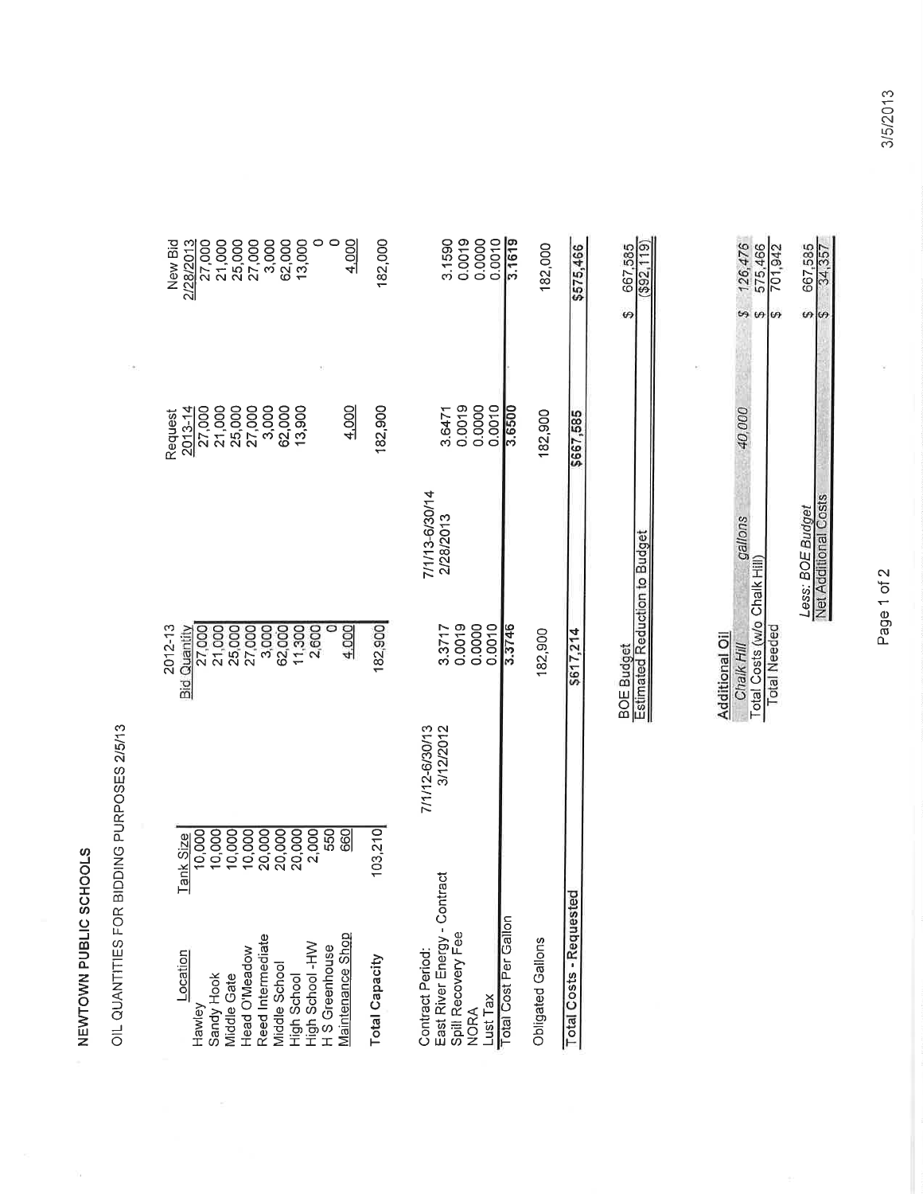# NEWTOWN PUBLIC SCHOOLS

OIL QUANTITIES FOR BIDDING PURPOSES 2/5/13

| Location | Tank Size | 2012-13 Bid Quantity | | Request 2013-14 | New Bid 2/28/2013 |
|---|---|---|---|---|---|
| Hawley | 10,000 | 27,000 | | 27,000 | 27,000 |
| Sandy Hook | 10,000 | 21,000 | | 21,000 | 21,000 |
| Middle Gate | 10,000 | 25,000 | | 25,000 | 25,000 |
| Head O'Meadow | 10,000 | 27,000 | | 27,000 | 27,000 |
| Reed Intermediate | 20,000 | 3,000 | | 3,000 | 3,000 |
| Middle School | 20,000 | 62,000 | | 62,000 | 62,000 |
| High School | 20,000 | 11,300 | | 13,900 | 13,000 |
| High School -HW | 2,000 | 2,600 | | | 0 |
| H S Greenhouse | 550 | 0 | | | 0 |
| Maintenance Shop | 660 | 4,000 | | 4,000 | 4,000 |
| **Total Capacity** | 103,210 | 182,900 | | 182,900 | 182,000 |
| | | | | | |
| Contract Period: | 7/1/12-6/30/13 | | 7/1/13-6/30/14 | | |
| East River Energy - Contract | 3/12/2012 | 3.3717 | 2/28/2013 | 3.6471 | 3.1590 |
| Spill Recovery Fee | | 0.0019 | | 0.0019 | 0.0019 |
| NORA | | 0.0000 | | 0.0000 | 0.0000 |
| Lust Tax | | 0.0010 | | 0.0010 | 0.0010 |
| Total Cost Per Gallon | | 3.3746 | | 3.6500 | 3.1619 |
| | | | | | |
| Obligated Gallons | | 182,900 | | 182,900 | 182,000 |
| | | | | | |
| Total Costs - Requested | | $617,214 | | $667,585 | $575,466 |

| | | |
|---|---|---|
| BOE Budget | | $ 667,585 |
| Estimated Reduction to Budget | | ($92,119) |

| Additional Oil | | |
|---|---|---|
| Chalk Hill | 40,000 gallons | $ 126,476 |
| Total Costs (w/o Chalk Hill) | | $ 575,466 |
| Total Needed | | $ 701,942 |
| Less: BOE Budget | | $ 667,585 |
| Net Additional Costs | | $ 34,357 |

3/5/2013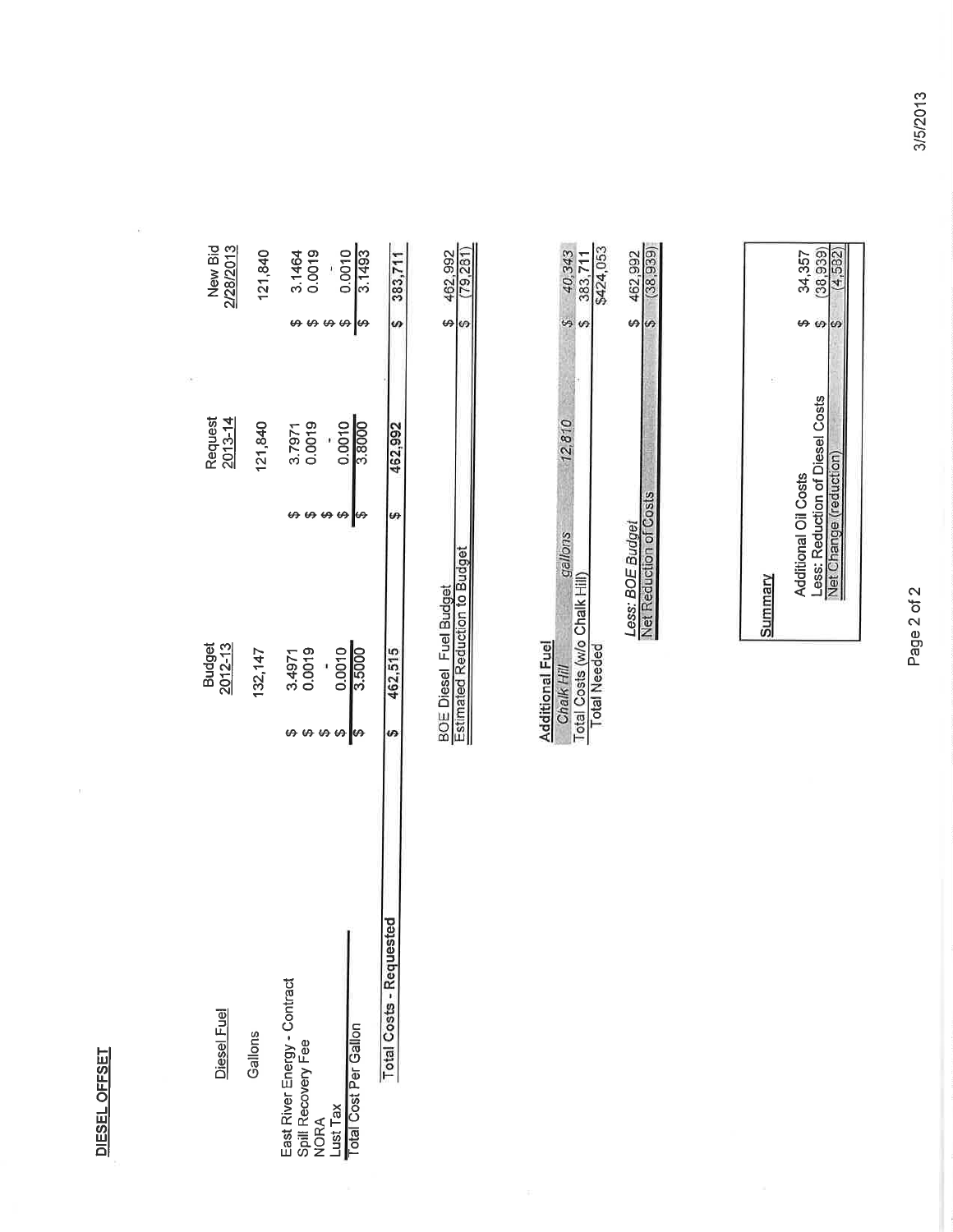**DIESEL OFFSET**

| Diesel Fuel | Budget 2012-13 | Request 2013-14 | New Bid 2/28/2013 |
|---|---|---|---|
| Gallons | 132,147 | 121,840 | 121,840 |
| East River Energy - Contract | $ 3.4971 | $ 3.7971 | $ 3.1464 |
| Spill Recovery Fee | $ 0.0019 | $ 0.0019 | $ 0.0019 |
| NORA | $ - | $ - | $ - |
| Lust Tax | $ 0.0010 | $ 0.0010 | $ 0.0010 |
| Total Cost Per Gallon | $ 3.5000 | $ 3.8000 | $ 3.1493 |
| **Total Costs - Requested** | $ 462,515 | $ 462,992 | $ 383,711 |

| | |
|---|---|
| BOE Diesel Fuel Budget | $ 462,992 |
| Estimated Reduction to Budget | $ (79,281) |

**Additional Fuel**

| | | |
|---|---|---|
| *Chalk Hill* | *gallons* 12,810 | $ 40,343 |
| Total Costs (w/o Chalk Hill) | | $ 383,711 |
| Total Needed | | $424,053 |
| *Less: BOE Budget* | | $ 462,992 |
| Net Reduction of Costs | | $ (38,939) |

**Summary**

| | |
|---|---|
| Additional Oil Costs | $ 34,357 |
| Less: Reduction of Diesel Costs | $ (38,939) |
| Net Change (reduction) | $ (4,582) |

3/5/2013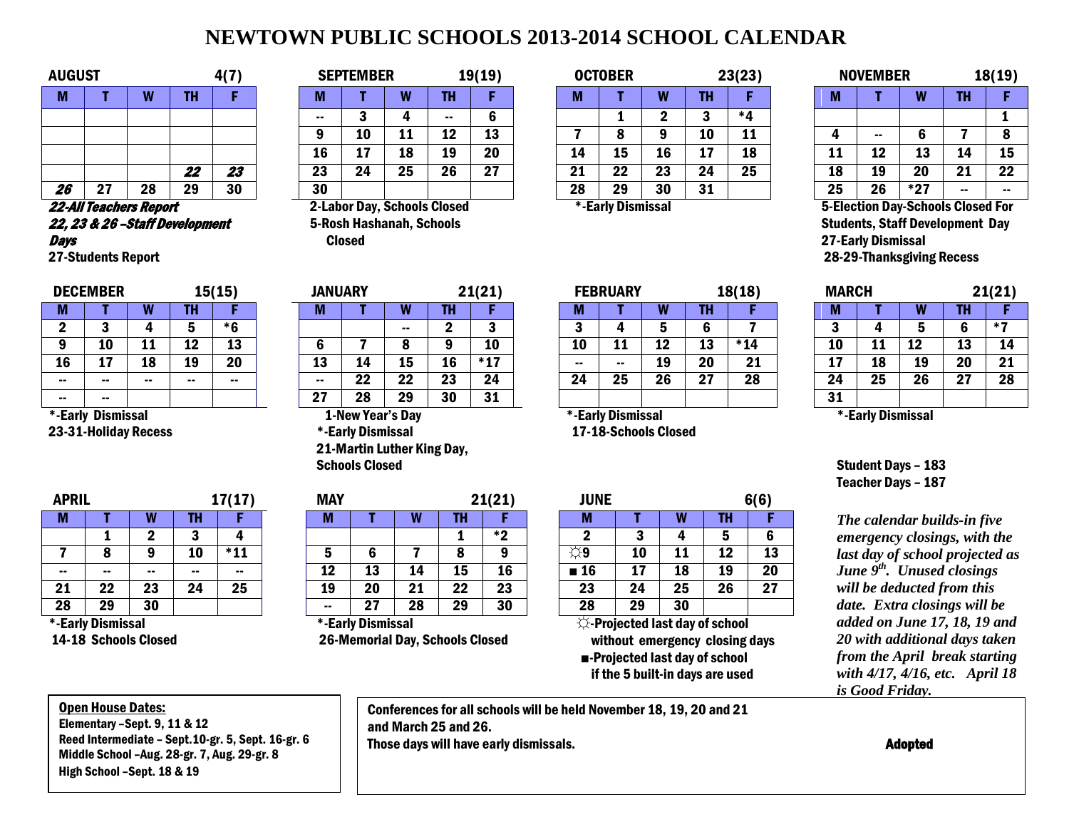# NEWTOWN PUBLIC SCHOOLS 2013-2014 SCHOOL CALENDAR

**AUGUST** 4(7)

| M | T | W | TH | F |
|---|---|---|---|---|
| | | | | |
| | | | | |
| | | | | |
| | | | *22* | *23* |
| *26* | 27 | 28 | 29 | 30 |

***22-All Teachers Report***
***22, 23 & 26 –Staff Development Days***
**27-Students Report**

**SEPTEMBER** 19(19)

| M | T | W | TH | F |
|---|---|---|---|---|
| -- | 3 | 4 | -- | 6 |
| 9 | 10 | 11 | 12 | 13 |
| 16 | 17 | 18 | 19 | 20 |
| 23 | 24 | 25 | 26 | 27 |
| 30 | | | | |

**2-Labor Day, Schools Closed**
**5-Rosh Hashanah, Schools Closed**

**OCTOBER** 23(23)

| M | T | W | TH | F |
|---|---|---|---|---|
| | 1 | 2 | 3 | *4 |
| 7 | 8 | 9 | 10 | 11 |
| 14 | 15 | 16 | 17 | 18 |
| 21 | 22 | 23 | 24 | 25 |
| 28 | 29 | 30 | 31 | |

**\*-Early Dismissal**

**NOVEMBER** 18(19)

| M | T | W | TH | F |
|---|---|---|---|---|
| | | | | 1 |
| 4 | -- | 6 | 7 | 8 |
| 11 | 12 | 13 | 14 | 15 |
| 18 | 19 | 20 | 21 | 22 |
| 25 | 26 | *27 | -- | -- |

**5-Election Day-Schools Closed For Students, Staff Development Day**
**27-Early Dismissal**
**28-29-Thanksgiving Recess**

**DECEMBER** 15(15)

| M | T | W | TH | F |
|---|---|---|---|---|
| 2 | 3 | 4 | 5 | *6 |
| 9 | 10 | 11 | 12 | 13 |
| 16 | 17 | 18 | 19 | 20 |
| -- | -- | -- | -- | -- |
| -- | -- | | | |

**\*-Early Dismissal**
**23-31-Holiday Recess**

**JANUARY** 21(21)

| M | T | W | TH | F |
|---|---|---|---|---|
| | | -- | 2 | 3 |
| 6 | 7 | 8 | 9 | 10 |
| 13 | 14 | 15 | 16 | *17 |
| -- | 22 | 22 | 23 | 24 |
| 27 | 28 | 29 | 30 | 31 |

**1-New Year's Day**
**\*-Early Dismissal**
**21-Martin Luther King Day, Schools Closed**

**FEBRUARY** 18(18)

| M | T | W | TH | F |
|---|---|---|---|---|
| 3 | 4 | 5 | 6 | 7 |
| 10 | 11 | 12 | 13 | *14 |
| -- | -- | 19 | 20 | 21 |
| 24 | 25 | 26 | 27 | 28 |
| | | | | |

**\*-Early Dismissal**
**17-18-Schools Closed**

**MARCH** 21(21)

| M | T | W | TH | F |
|---|---|---|---|---|
| 3 | 4 | 5 | 6 | *7 |
| 10 | 11 | 12 | 13 | 14 |
| 17 | 18 | 19 | 20 | 21 |
| 24 | 25 | 26 | 27 | 28 |
| 31 | | | | |

**\*-Early Dismissal**

**Student Days – 183**
**Teacher Days – 187**

**APRIL** 17(17)

| M | T | W | TH | F |
|---|---|---|---|---|
| | 1 | 2 | 3 | 4 |
| 7 | 8 | 9 | 10 | *11 |
| -- | -- | -- | -- | -- |
| 21 | 22 | 23 | 24 | 25 |
| 28 | 29 | 30 | | |

**\*-Early Dismissal**
**14-18 Schools Closed**

**MAY** 21(21)

| M | T | W | TH | F |
|---|---|---|---|---|
| | | | 1 | *2 |
| 5 | 6 | 7 | 8 | 9 |
| 12 | 13 | 14 | 15 | 16 |
| 19 | 20 | 21 | 22 | 23 |
| -- | 27 | 28 | 29 | 30 |

**\*-Early Dismissal**
**26-Memorial Day, Schools Closed**

**JUNE** 6(6)

| M | T | W | TH | F |
|---|---|---|---|---|
| 2 | 3 | 4 | 5 | 6 |
| ☼9 | 10 | 11 | 12 | 13 |
| ■ 16 | 17 | 18 | 19 | 20 |
| 23 | 24 | 25 | 26 | 27 |
| 28 | 29 | 30 | | |

**☼-Projected last day of school without emergency closing days**
**■-Projected last day of school if the 5 built-in days are used**

***The calendar builds-in five emergency closings, with the last day of school projected as June 9th. Unused closings will be deducted from this date. Extra closings will be added on June 17, 18, 19 and 20 with additional days taken from the April break starting with 4/17, 4/16, etc. April 18 is Good Friday.***

**Open House Dates:**
**Elementary –Sept. 9, 11 & 12**
**Reed Intermediate – Sept.10-gr. 5, Sept. 16-gr. 6**
**Middle School –Aug. 28-gr. 7, Aug. 29-gr. 8**
**High School –Sept. 18 & 19**

**Conferences for all schools will be held November 18, 19, 20 and 21 and March 25 and 26.**
**Those days will have early dismissals.**

**Adopted**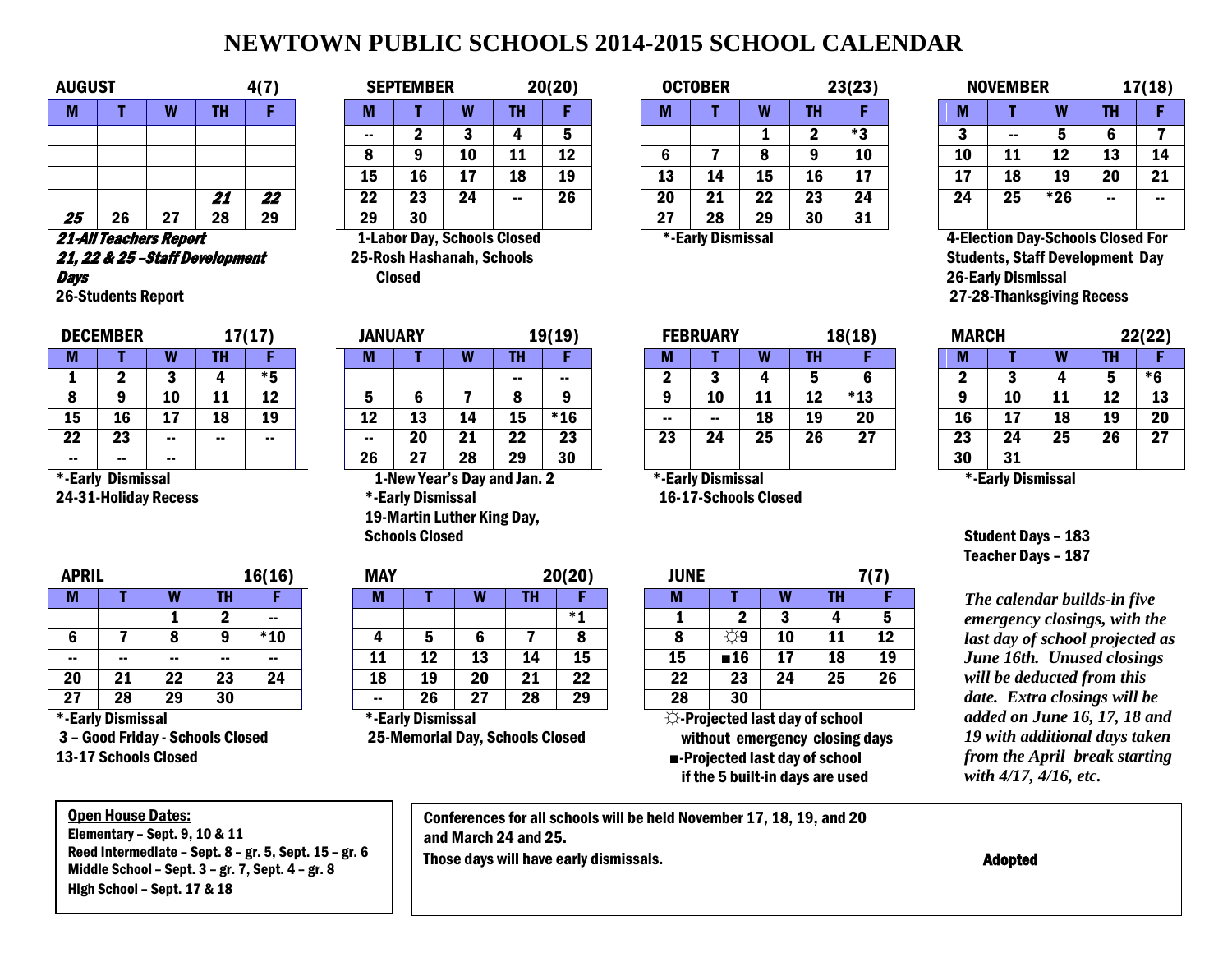# NEWTOWN PUBLIC SCHOOLS 2014-2015 SCHOOL CALENDAR

**AUGUST 4(7)**

| M | T | W | TH | F |
|---|---|---|---|---|
| | | | | |
| | | | | |
| | | | | |
| | | | *21* | *22* |
| *25* | 26 | 27 | 28 | 29 |

***21-All Teachers Report***
***21, 22 & 25 –Staff Development Days***
26-Students Report

**SEPTEMBER 20(20)**

| M | T | W | TH | F |
|---|---|---|---|---|
| -- | 2 | 3 | 4 | 5 |
| 8 | 9 | 10 | 11 | 12 |
| 15 | 16 | 17 | 18 | 19 |
| 22 | 23 | 24 | -- | 26 |
| 29 | 30 | | | |

1-Labor Day, Schools Closed
25-Rosh Hashanah, Schools Closed

**OCTOBER 23(23)**

| M | T | W | TH | F |
|---|---|---|---|---|
| | | 1 | 2 | *3 |
| 6 | 7 | 8 | 9 | 10 |
| 13 | 14 | 15 | 16 | 17 |
| 20 | 21 | 22 | 23 | 24 |
| 27 | 28 | 29 | 30 | 31 |

*-Early Dismissal

**NOVEMBER 17(18)**

| M | T | W | TH | F |
|---|---|---|---|---|
| 3 | -- | 5 | 6 | 7 |
| 10 | 11 | 12 | 13 | 14 |
| 17 | 18 | 19 | 20 | 21 |
| 24 | 25 | *26 | -- | -- |
| | | | | |

4-Election Day-Schools Closed For Students, Staff Development Day
26-Early Dismissal
27-28-Thanksgiving Recess

**DECEMBER 17(17)**

| M | T | W | TH | F |
|---|---|---|---|---|
| 1 | 2 | 3 | 4 | *5 |
| 8 | 9 | 10 | 11 | 12 |
| 15 | 16 | 17 | 18 | 19 |
| 22 | 23 | -- | -- | -- |
| -- | -- | -- | | |

*-Early Dismissal
24-31-Holiday Recess

**JANUARY 19(19)**

| M | T | W | TH | F |
|---|---|---|---|---|
| | | | -- | -- |
| 5 | 6 | 7 | 8 | 9 |
| 12 | 13 | 14 | 15 | *16 |
| -- | 20 | 21 | 22 | 23 |
| 26 | 27 | 28 | 29 | 30 |

1-New Year's Day and Jan. 2
*-Early Dismissal
19-Martin Luther King Day, Schools Closed

**FEBRUARY 18(18)**

| M | T | W | TH | F |
|---|---|---|---|---|
| 2 | 3 | 4 | 5 | 6 |
| 9 | 10 | 11 | 12 | *13 |
| -- | -- | 18 | 19 | 20 |
| 23 | 24 | 25 | 26 | 27 |
| | | | | |

*-Early Dismissal
16-17-Schools Closed

**MARCH 22(22)**

| M | T | W | TH | F |
|---|---|---|---|---|
| 2 | 3 | 4 | 5 | *6 |
| 9 | 10 | 11 | 12 | 13 |
| 16 | 17 | 18 | 19 | 20 |
| 23 | 24 | 25 | 26 | 27 |
| 30 | 31 | | | |

*-Early Dismissal

Student Days – 183
Teacher Days – 187

**APRIL 16(16)**

| M | T | W | TH | F |
|---|---|---|---|---|
| | | 1 | 2 | -- |
| 6 | 7 | 8 | 9 | *10 |
| -- | -- | -- | -- | -- |
| 20 | 21 | 22 | 23 | 24 |
| 27 | 28 | 29 | 30 | |

*-Early Dismissal
3 – Good Friday - Schools Closed
13-17 Schools Closed

**MAY 20(20)**

| M | T | W | TH | F |
|---|---|---|---|---|
| | | | | *1 |
| 4 | 5 | 6 | 7 | 8 |
| 11 | 12 | 13 | 14 | 15 |
| 18 | 19 | 20 | 21 | 22 |
| -- | 26 | 27 | 28 | 29 |

*-Early Dismissal
25-Memorial Day, Schools Closed

**JUNE 7(7)**

| M | T | W | TH | F |
|---|---|---|---|---|
| 1 | 2 | 3 | 4 | 5 |
| 8 | ☼9 | 10 | 11 | 12 |
| 15 | ■16 | 17 | 18 | 19 |
| 22 | 23 | 24 | 25 | 26 |
| 29 | 30 | | | |

☼-Projected last day of school without emergency closing days
■-Projected last day of school if the 5 built-in days are used

*The calendar builds-in five emergency closings, with the last day of school projected as June 16th. Unused closings will be deducted from this date. Extra closings will be added on June 16, 17, 18 and 19 with additional days taken from the April break starting with 4/17, 4/16, etc.*

**Open House Dates:**
Elementary – Sept. 9, 10 & 11
Reed Intermediate – Sept. 8 – gr. 5, Sept. 15 – gr. 6
Middle School – Sept. 3 – gr. 7, Sept. 4 – gr. 8
High School – Sept. 17 & 18

Conferences for all schools will be held November 17, 18, 19, and 20 and March 24 and 25.
Those days will have early dismissals.

**Adopted**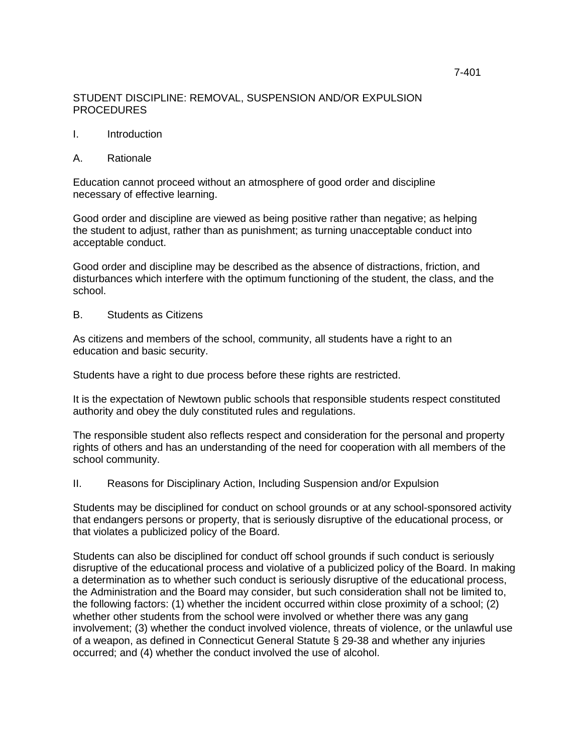7-401

# STUDENT DISCIPLINE: REMOVAL, SUSPENSION AND/OR EXPULSION PROCEDURES

## I. Introduction

### A. Rationale

Education cannot proceed without an atmosphere of good order and discipline necessary of effective learning.

Good order and discipline are viewed as being positive rather than negative; as helping the student to adjust, rather than as punishment; as turning unacceptable conduct into acceptable conduct.

Good order and discipline may be described as the absence of distractions, friction, and disturbances which interfere with the optimum functioning of the student, the class, and the school.

### B. Students as Citizens

As citizens and members of the school, community, all students have a right to an education and basic security.

Students have a right to due process before these rights are restricted.

It is the expectation of Newtown public schools that responsible students respect constituted authority and obey the duly constituted rules and regulations.

The responsible student also reflects respect and consideration for the personal and property rights of others and has an understanding of the need for cooperation with all members of the school community.

## II. Reasons for Disciplinary Action, Including Suspension and/or Expulsion

Students may be disciplined for conduct on school grounds or at any school-sponsored activity that endangers persons or property, that is seriously disruptive of the educational process, or that violates a publicized policy of the Board.

Students can also be disciplined for conduct off school grounds if such conduct is seriously disruptive of the educational process and violative of a publicized policy of the Board. In making a determination as to whether such conduct is seriously disruptive of the educational process, the Administration and the Board may consider, but such consideration shall not be limited to, the following factors: (1) whether the incident occurred within close proximity of a school; (2) whether other students from the school were involved or whether there was any gang involvement; (3) whether the conduct involved violence, threats of violence, or the unlawful use of a weapon, as defined in Connecticut General Statute § 29-38 and whether any injuries occurred; and (4) whether the conduct involved the use of alcohol.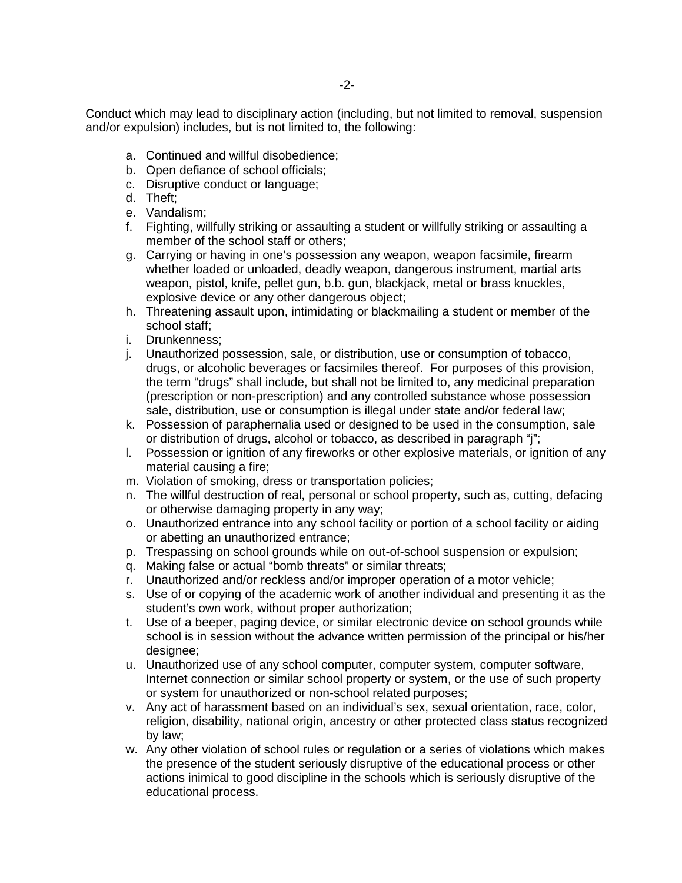Conduct which may lead to disciplinary action (including, but not limited to removal, suspension and/or expulsion) includes, but is not limited to, the following:

a. Continued and willful disobedience;
b. Open defiance of school officials;
c. Disruptive conduct or language;
d. Theft;
e. Vandalism;
f. Fighting, willfully striking or assaulting a student or willfully striking or assaulting a member of the school staff or others;
g. Carrying or having in one's possession any weapon, weapon facsimile, firearm whether loaded or unloaded, deadly weapon, dangerous instrument, martial arts weapon, pistol, knife, pellet gun, b.b. gun, blackjack, metal or brass knuckles, explosive device or any other dangerous object;
h. Threatening assault upon, intimidating or blackmailing a student or member of the school staff;
i. Drunkenness;
j. Unauthorized possession, sale, or distribution, use or consumption of tobacco, drugs, or alcoholic beverages or facsimiles thereof. For purposes of this provision, the term "drugs" shall include, but shall not be limited to, any medicinal preparation (prescription or non-prescription) and any controlled substance whose possession sale, distribution, use or consumption is illegal under state and/or federal law;
k. Possession of paraphernalia used or designed to be used in the consumption, sale or distribution of drugs, alcohol or tobacco, as described in paragraph "j";
l. Possession or ignition of any fireworks or other explosive materials, or ignition of any material causing a fire;
m. Violation of smoking, dress or transportation policies;
n. The willful destruction of real, personal or school property, such as, cutting, defacing or otherwise damaging property in any way;
o. Unauthorized entrance into any school facility or portion of a school facility or aiding or abetting an unauthorized entrance;
p. Trespassing on school grounds while on out-of-school suspension or expulsion;
q. Making false or actual "bomb threats" or similar threats;
r. Unauthorized and/or reckless and/or improper operation of a motor vehicle;
s. Use of or copying of the academic work of another individual and presenting it as the student's own work, without proper authorization;
t. Use of a beeper, paging device, or similar electronic device on school grounds while school is in session without the advance written permission of the principal or his/her designee;
u. Unauthorized use of any school computer, computer system, computer software, Internet connection or similar school property or system, or the use of such property or system for unauthorized or non-school related purposes;
v. Any act of harassment based on an individual's sex, sexual orientation, race, color, religion, disability, national origin, ancestry or other protected class status recognized by law;
w. Any other violation of school rules or regulation or a series of violations which makes the presence of the student seriously disruptive of the educational process or other actions inimical to good discipline in the schools which is seriously disruptive of the educational process.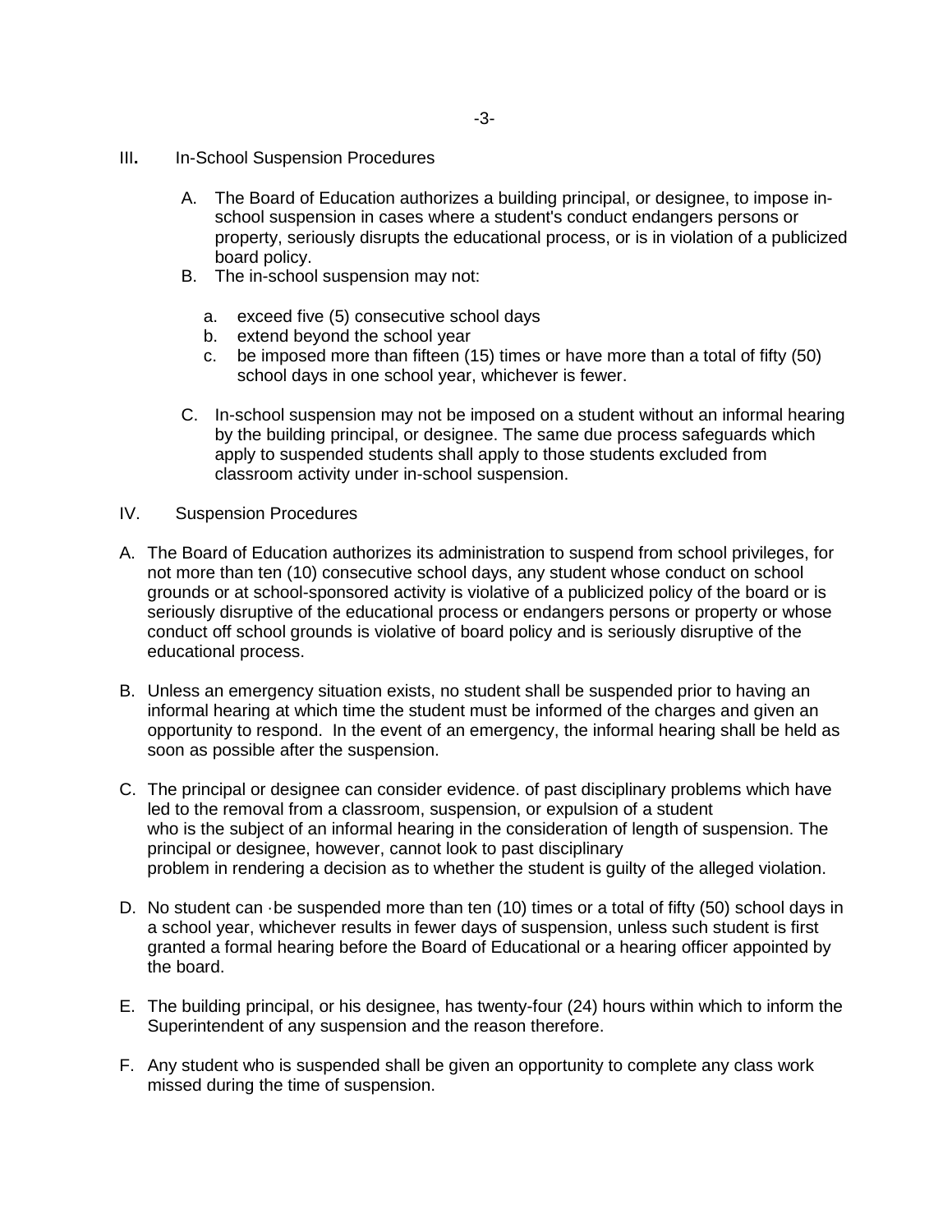## III. In-School Suspension Procedures

A. The Board of Education authorizes a building principal, or designee, to impose in-school suspension in cases where a student's conduct endangers persons or property, seriously disrupts the educational process, or is in violation of a publicized board policy.

B. The in-school suspension may not:

   a. exceed five (5) consecutive school days
   b. extend beyond the school year
   c. be imposed more than fifteen (15) times or have more than a total of fifty (50) school days in one school year, whichever is fewer.

C. In-school suspension may not be imposed on a student without an informal hearing by the building principal, or designee. The same due process safeguards which apply to suspended students shall apply to those students excluded from classroom activity under in-school suspension.

## IV. Suspension Procedures

A. The Board of Education authorizes its administration to suspend from school privileges, for not more than ten (10) consecutive school days, any student whose conduct on school grounds or at school-sponsored activity is violative of a publicized policy of the board or is seriously disruptive of the educational process or endangers persons or property or whose conduct off school grounds is violative of board policy and is seriously disruptive of the educational process.

B. Unless an emergency situation exists, no student shall be suspended prior to having an informal hearing at which time the student must be informed of the charges and given an opportunity to respond. In the event of an emergency, the informal hearing shall be held as soon as possible after the suspension.

C. The principal or designee can consider evidence. of past disciplinary problems which have led to the removal from a classroom, suspension, or expulsion of a student who is the subject of an informal hearing in the consideration of length of suspension. The principal or designee, however, cannot look to past disciplinary problem in rendering a decision as to whether the student is guilty of the alleged violation.

D. No student can ·be suspended more than ten (10) times or a total of fifty (50) school days in a school year, whichever results in fewer days of suspension, unless such student is first granted a formal hearing before the Board of Educational or a hearing officer appointed by the board.

E. The building principal, or his designee, has twenty-four (24) hours within which to inform the Superintendent of any suspension and the reason therefore.

F. Any student who is suspended shall be given an opportunity to complete any class work missed during the time of suspension.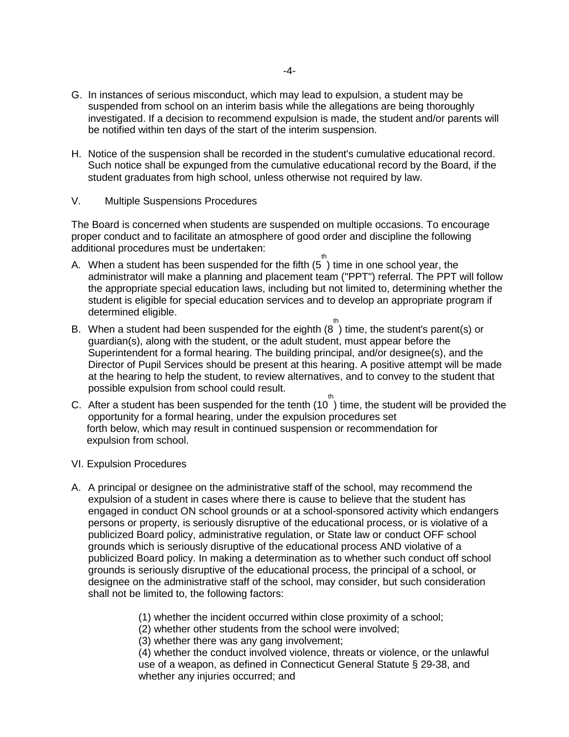G. In instances of serious misconduct, which may lead to expulsion, a student may be suspended from school on an interim basis while the allegations are being thoroughly investigated. If a decision to recommend expulsion is made, the student and/or parents will be notified within ten days of the start of the interim suspension.

H. Notice of the suspension shall be recorded in the student's cumulative educational record. Such notice shall be expunged from the cumulative educational record by the Board, if the student graduates from high school, unless otherwise not required by law.

## V. Multiple Suspensions Procedures

The Board is concerned when students are suspended on multiple occasions. To encourage proper conduct and to facilitate an atmosphere of good order and discipline the following additional procedures must be undertaken:

A. When a student has been suspended for the fifth (5th) time in one school year, the administrator will make a planning and placement team ("PPT") referral. The PPT will follow the appropriate special education laws, including but not limited to, determining whether the student is eligible for special education services and to develop an appropriate program if determined eligible.

B. When a student had been suspended for the eighth (8th) time, the student's parent(s) or guardian(s), along with the student, or the adult student, must appear before the Superintendent for a formal hearing. The building principal, and/or designee(s), and the Director of Pupil Services should be present at this hearing. A positive attempt will be made at the hearing to help the student, to review alternatives, and to convey to the student that possible expulsion from school could result.

C. After a student has been suspended for the tenth (10th) time, the student will be provided the opportunity for a formal hearing, under the expulsion procedures set forth below, which may result in continued suspension or recommendation for expulsion from school.

## VI. Expulsion Procedures

A. A principal or designee on the administrative staff of the school, may recommend the expulsion of a student in cases where there is cause to believe that the student has engaged in conduct ON school grounds or at a school-sponsored activity which endangers persons or property, is seriously disruptive of the educational process, or is violative of a publicized Board policy, administrative regulation, or State law or conduct OFF school grounds which is seriously disruptive of the educational process AND violative of a publicized Board policy. In making a determination as to whether such conduct off school grounds is seriously disruptive of the educational process, the principal of a school, or designee on the administrative staff of the school, may consider, but such consideration shall not be limited to, the following factors:

(1) whether the incident occurred within close proximity of a school;
(2) whether other students from the school were involved;
(3) whether there was any gang involvement;
(4) whether the conduct involved violence, threats or violence, or the unlawful use of a weapon, as defined in Connecticut General Statute § 29-38, and whether any injuries occurred; and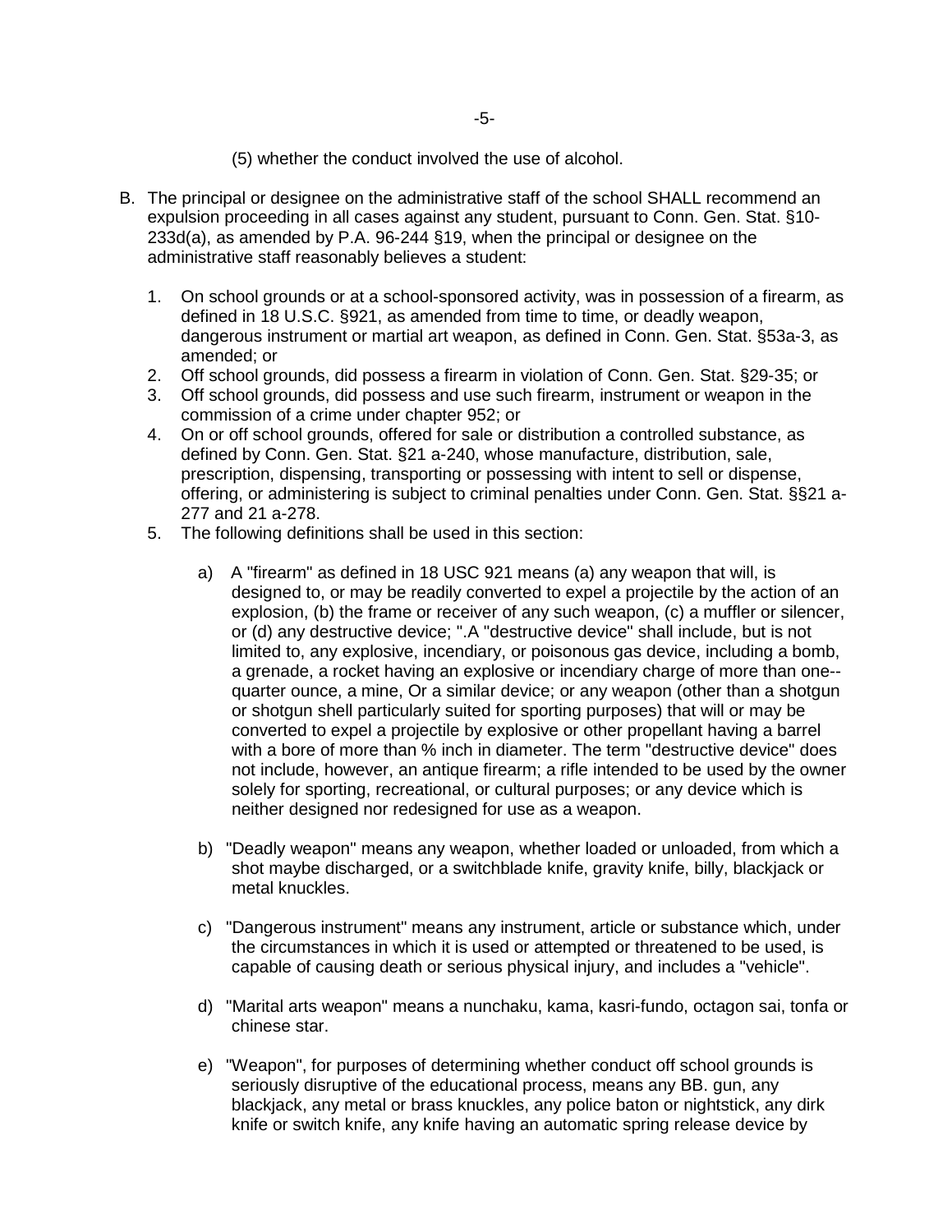(5) whether the conduct involved the use of alcohol.

B. The principal or designee on the administrative staff of the school SHALL recommend an expulsion proceeding in all cases against any student, pursuant to Conn. Gen. Stat. §10-233d(a), as amended by P.A. 96-244 §19, when the principal or designee on the administrative staff reasonably believes a student:

   1. On school grounds or at a school-sponsored activity, was in possession of a firearm, as defined in 18 U.S.C. §921, as amended from time to time, or deadly weapon, dangerous instrument or martial art weapon, as defined in Conn. Gen. Stat. §53a-3, as amended; or
   2. Off school grounds, did possess a firearm in violation of Conn. Gen. Stat. §29-35; or
   3. Off school grounds, did possess and use such firearm, instrument or weapon in the commission of a crime under chapter 952; or
   4. On or off school grounds, offered for sale or distribution a controlled substance, as defined by Conn. Gen. Stat. §21 a-240, whose manufacture, distribution, sale, prescription, dispensing, transporting or possessing with intent to sell or dispense, offering, or administering is subject to criminal penalties under Conn. Gen. Stat. §§21 a-277 and 21 a-278.
   5. The following definitions shall be used in this section:

      a) A "firearm" as defined in 18 USC 921 means (a) any weapon that will, is designed to, or may be readily converted to expel a projectile by the action of an explosion, (b) the frame or receiver of any such weapon, (c) a muffler or silencer, or (d) any destructive device; ".A "destructive device" shall include, but is not limited to, any explosive, incendiary, or poisonous gas device, including a bomb, a grenade, a rocket having an explosive or incendiary charge of more than one--quarter ounce, a mine, Or a similar device; or any weapon (other than a shotgun or shotgun shell particularly suited for sporting purposes) that will or may be converted to expel a projectile by explosive or other propellant having a barrel with a bore of more than % inch in diameter. The term "destructive device" does not include, however, an antique firearm; a rifle intended to be used by the owner solely for sporting, recreational, or cultural purposes; or any device which is neither designed nor redesigned for use as a weapon.

      b) "Deadly weapon" means any weapon, whether loaded or unloaded, from which a shot maybe discharged, or a switchblade knife, gravity knife, billy, blackjack or metal knuckles.

      c) "Dangerous instrument" means any instrument, article or substance which, under the circumstances in which it is used or attempted or threatened to be used, is capable of causing death or serious physical injury, and includes a "vehicle".

      d) "Marital arts weapon" means a nunchaku, kama, kasri-fundo, octagon sai, tonfa or chinese star.

      e) "Weapon", for purposes of determining whether conduct off school grounds is seriously disruptive of the educational process, means any BB. gun, any blackjack, any metal or brass knuckles, any police baton or nightstick, any dirk knife or switch knife, any knife having an automatic spring release device by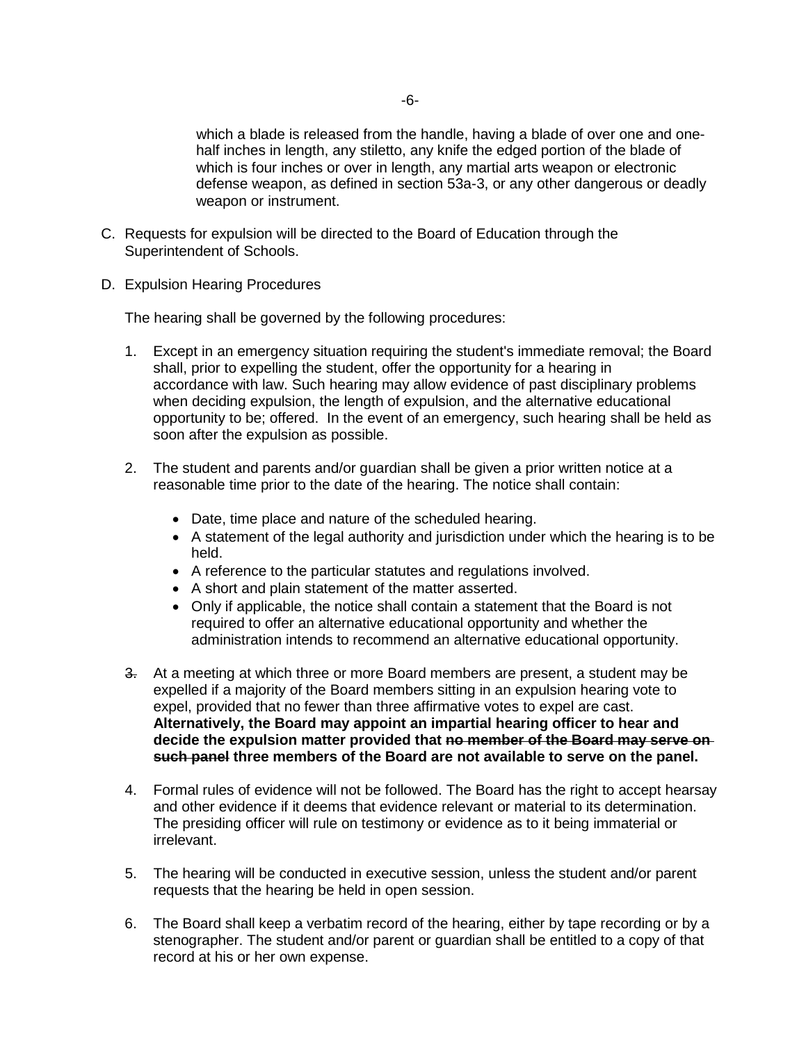which a blade is released from the handle, having a blade of over one and one-half inches in length, any stiletto, any knife the edged portion of the blade of which is four inches or over in length, any martial arts weapon or electronic defense weapon, as defined in section 53a-3, or any other dangerous or deadly weapon or instrument.

C. Requests for expulsion will be directed to the Board of Education through the Superintendent of Schools.

D. Expulsion Hearing Procedures

   The hearing shall be governed by the following procedures:

   1. Except in an emergency situation requiring the student's immediate removal; the Board shall, prior to expelling the student, offer the opportunity for a hearing in accordance with law. Such hearing may allow evidence of past disciplinary problems when deciding expulsion, the length of expulsion, and the alternative educational opportunity to be; offered. In the event of an emergency, such hearing shall be held as soon after the expulsion as possible.

   2. The student and parents and/or guardian shall be given a prior written notice at a reasonable time prior to the date of the hearing. The notice shall contain:

      - Date, time place and nature of the scheduled hearing.
      - A statement of the legal authority and jurisdiction under which the hearing is to be held.
      - A reference to the particular statutes and regulations involved.
      - A short and plain statement of the matter asserted.
      - Only if applicable, the notice shall contain a statement that the Board is not required to offer an alternative educational opportunity and whether the administration intends to recommend an alternative educational opportunity.

   3. At a meeting at which three or more Board members are present, a student may be expelled if a majority of the Board members sitting in an expulsion hearing vote to expel, provided that no fewer than three affirmative votes to expel are cast. **Alternatively, the Board may appoint an impartial hearing officer to hear and decide the expulsion matter provided that ~~no member of the Board may serve on such panel~~ three members of the Board are not available to serve on the panel.**

   4. Formal rules of evidence will not be followed. The Board has the right to accept hearsay and other evidence if it deems that evidence relevant or material to its determination. The presiding officer will rule on testimony or evidence as to it being immaterial or irrelevant.

   5. The hearing will be conducted in executive session, unless the student and/or parent requests that the hearing be held in open session.

   6. The Board shall keep a verbatim record of the hearing, either by tape recording or by a stenographer. The student and/or parent or guardian shall be entitled to a copy of that record at his or her own expense.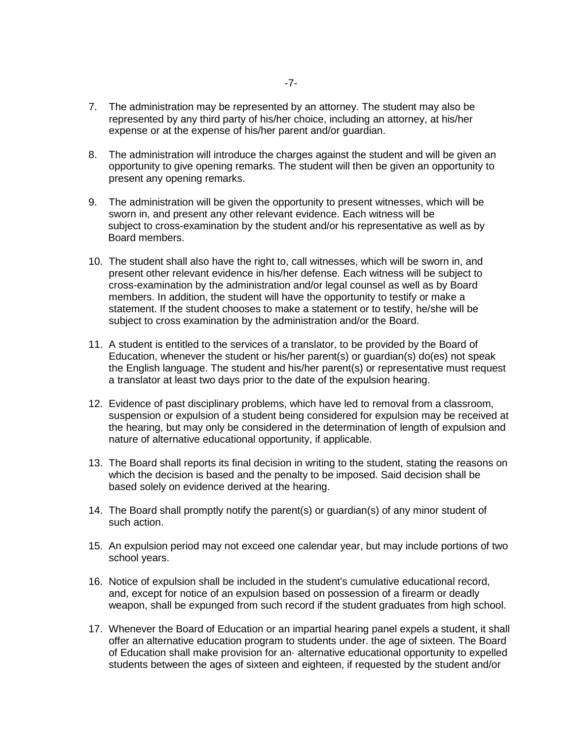7. The administration may be represented by an attorney. The student may also be represented by any third party of his/her choice, including an attorney, at his/her expense or at the expense of his/her parent and/or guardian.

8. The administration will introduce the charges against the student and will be given an opportunity to give opening remarks. The student will then be given an opportunity to present any opening remarks.

9. The administration will be given the opportunity to present witnesses, which will be sworn in, and present any other relevant evidence. Each witness will be subject to cross-examination by the student and/or his representative as well as by Board members.

10. The student shall also have the right to, call witnesses, which will be sworn in, and present other relevant evidence in his/her defense. Each witness will be subject to cross-examination by the administration and/or legal counsel as well as by Board members. In addition, the student will have the opportunity to testify or make a statement. If the student chooses to make a statement or to testify, he/she will be subject to cross examination by the administration and/or the Board.

11. A student is entitled to the services of a translator, to be provided by the Board of Education, whenever the student or his/her parent(s) or guardian(s) do(es) not speak the English language. The student and his/her parent(s) or representative must request a translator at least two days prior to the date of the expulsion hearing.

12. Evidence of past disciplinary problems, which have led to removal from a classroom, suspension or expulsion of a student being considered for expulsion may be received at the hearing, but may only be considered in the determination of length of expulsion and nature of alternative educational opportunity, if applicable.

13. The Board shall reports its final decision in writing to the student, stating the reasons on which the decision is based and the penalty to be imposed. Said decision shall be based solely on evidence derived at the hearing.

14. The Board shall promptly notify the parent(s) or guardian(s) of any minor student of such action.

15. An expulsion period may not exceed one calendar year, but may include portions of two school years.

16. Notice of expulsion shall be included in the student's cumulative educational record, and, except for notice of an expulsion based on possession of a firearm or deadly weapon, shall be expunged from such record if the student graduates from high school.

17. Whenever the Board of Education or an impartial hearing panel expels a student, it shall offer an alternative education program to students under. the age of sixteen. The Board of Education shall make provision for an· alternative educational opportunity to expelled students between the ages of sixteen and eighteen, if requested by the student and/or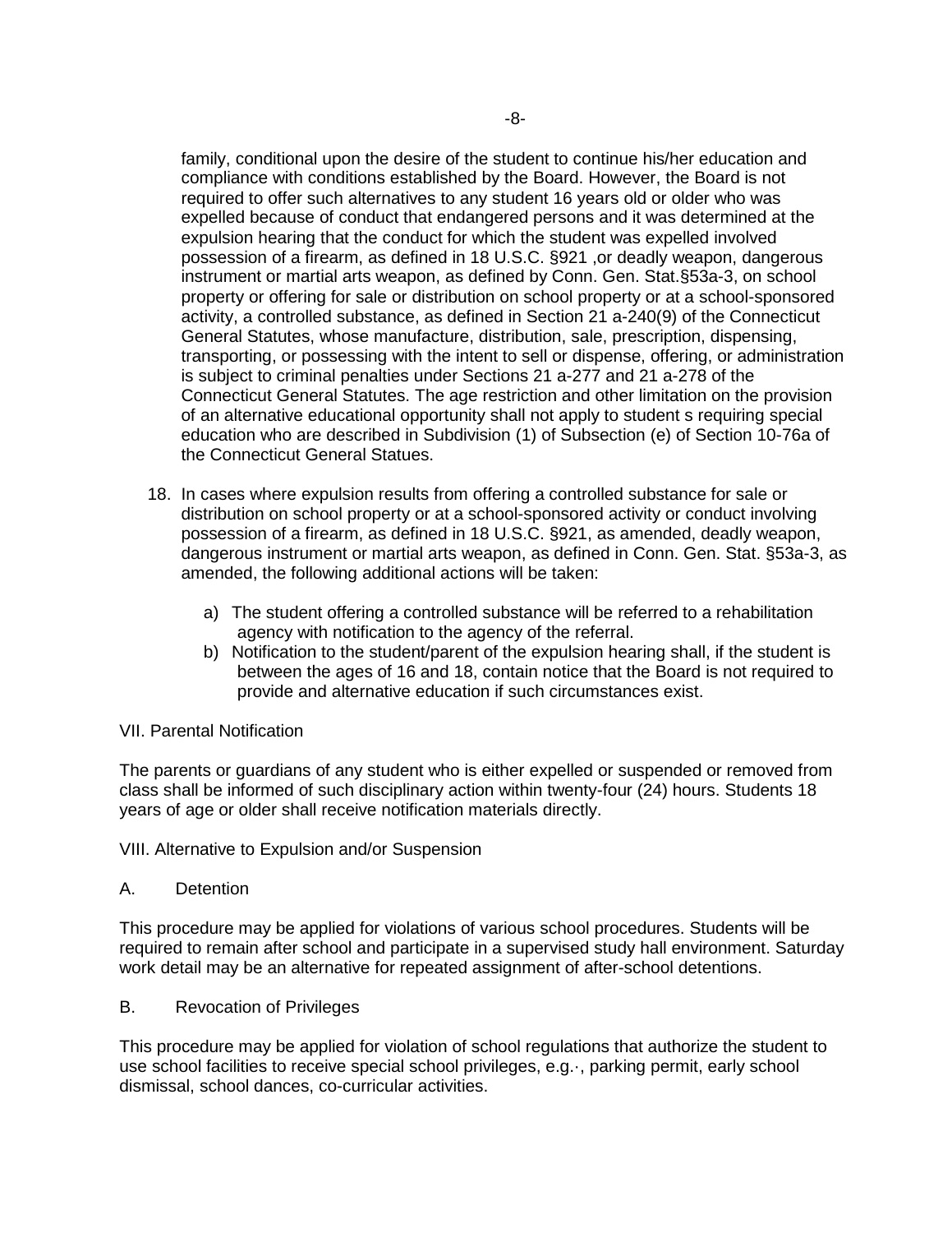family, conditional upon the desire of the student to continue his/her education and compliance with conditions established by the Board. However, the Board is not required to offer such alternatives to any student 16 years old or older who was expelled because of conduct that endangered persons and it was determined at the expulsion hearing that the conduct for which the student was expelled involved possession of a firearm, as defined in 18 U.S.C. §921 ,or deadly weapon, dangerous instrument or martial arts weapon, as defined by Conn. Gen. Stat.§53a-3, on school property or offering for sale or distribution on school property or at a school-sponsored activity, a controlled substance, as defined in Section 21 a-240(9) of the Connecticut General Statutes, whose manufacture, distribution, sale, prescription, dispensing, transporting, or possessing with the intent to sell or dispense, offering, or administration is subject to criminal penalties under Sections 21 a-277 and 21 a-278 of the Connecticut General Statutes. The age restriction and other limitation on the provision of an alternative educational opportunity shall not apply to student s requiring special education who are described in Subdivision (1) of Subsection (e) of Section 10-76a of the Connecticut General Statues.

18. In cases where expulsion results from offering a controlled substance for sale or distribution on school property or at a school-sponsored activity or conduct involving possession of a firearm, as defined in 18 U.S.C. §921, as amended, deadly weapon, dangerous instrument or martial arts weapon, as defined in Conn. Gen. Stat. §53a-3, as amended, the following additional actions will be taken:

    a) The student offering a controlled substance will be referred to a rehabilitation agency with notification to the agency of the referral.
    b) Notification to the student/parent of the expulsion hearing shall, if the student is between the ages of 16 and 18, contain notice that the Board is not required to provide and alternative education if such circumstances exist.

VII. Parental Notification

The parents or guardians of any student who is either expelled or suspended or removed from class shall be informed of such disciplinary action within twenty-four (24) hours. Students 18 years of age or older shall receive notification materials directly.

VIII. Alternative to Expulsion and/or Suspension

A. Detention

This procedure may be applied for violations of various school procedures. Students will be required to remain after school and participate in a supervised study hall environment. Saturday work detail may be an alternative for repeated assignment of after-school detentions.

B. Revocation of Privileges

This procedure may be applied for violation of school regulations that authorize the student to use school facilities to receive special school privileges, e.g.·, parking permit, early school dismissal, school dances, co-curricular activities.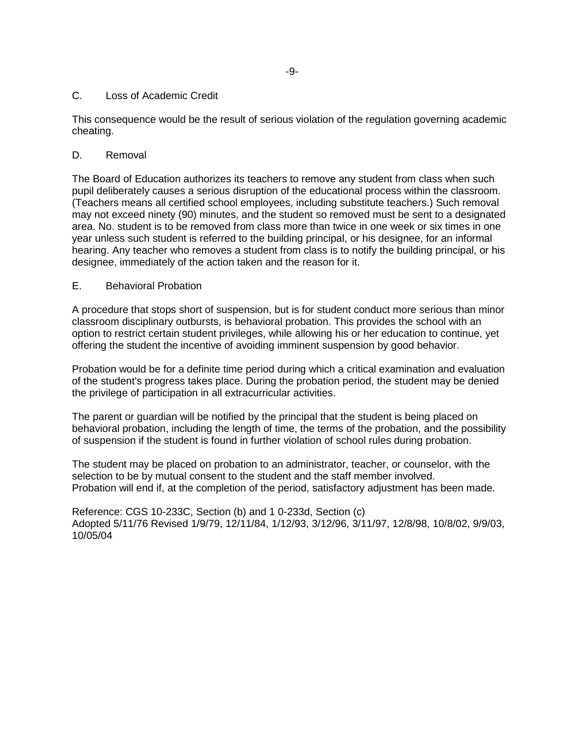C. Loss of Academic Credit

This consequence would be the result of serious violation of the regulation governing academic cheating.

D. Removal

The Board of Education authorizes its teachers to remove any student from class when such pupil deliberately causes a serious disruption of the educational process within the classroom. (Teachers means all certified school employees, including substitute teachers.) Such removal may not exceed ninety (90) minutes, and the student so removed must be sent to a designated area. No. student is to be removed from class more than twice in one week or six times in one year unless such student is referred to the building principal, or his designee, for an informal hearing. Any teacher who removes a student from class is to notify the building principal, or his designee, immediately of the action taken and the reason for it.

E. Behavioral Probation

A procedure that stops short of suspension, but is for student conduct more serious than minor classroom disciplinary outbursts, is behavioral probation. This provides the school with an option to restrict certain student privileges, while allowing his or her education to continue, yet offering the student the incentive of avoiding imminent suspension by good behavior.

Probation would be for a definite time period during which a critical examination and evaluation of the student's progress takes place. During the probation period, the student may be denied the privilege of participation in all extracurricular activities.

The parent or guardian will be notified by the principal that the student is being placed on behavioral probation, including the length of time, the terms of the probation, and the possibility of suspension if the student is found in further violation of school rules during probation.

The student may be placed on probation to an administrator, teacher, or counselor, with the selection to be by mutual consent to the student and the staff member involved.
Probation will end if, at the completion of the period, satisfactory adjustment has been made.

Reference: CGS 10-233C, Section (b) and 1 0-233d, Section (c)
Adopted 5/11/76 Revised 1/9/79, 12/11/84, 1/12/93, 3/12/96, 3/11/97, 12/8/98, 10/8/02, 9/9/03, 10/05/04